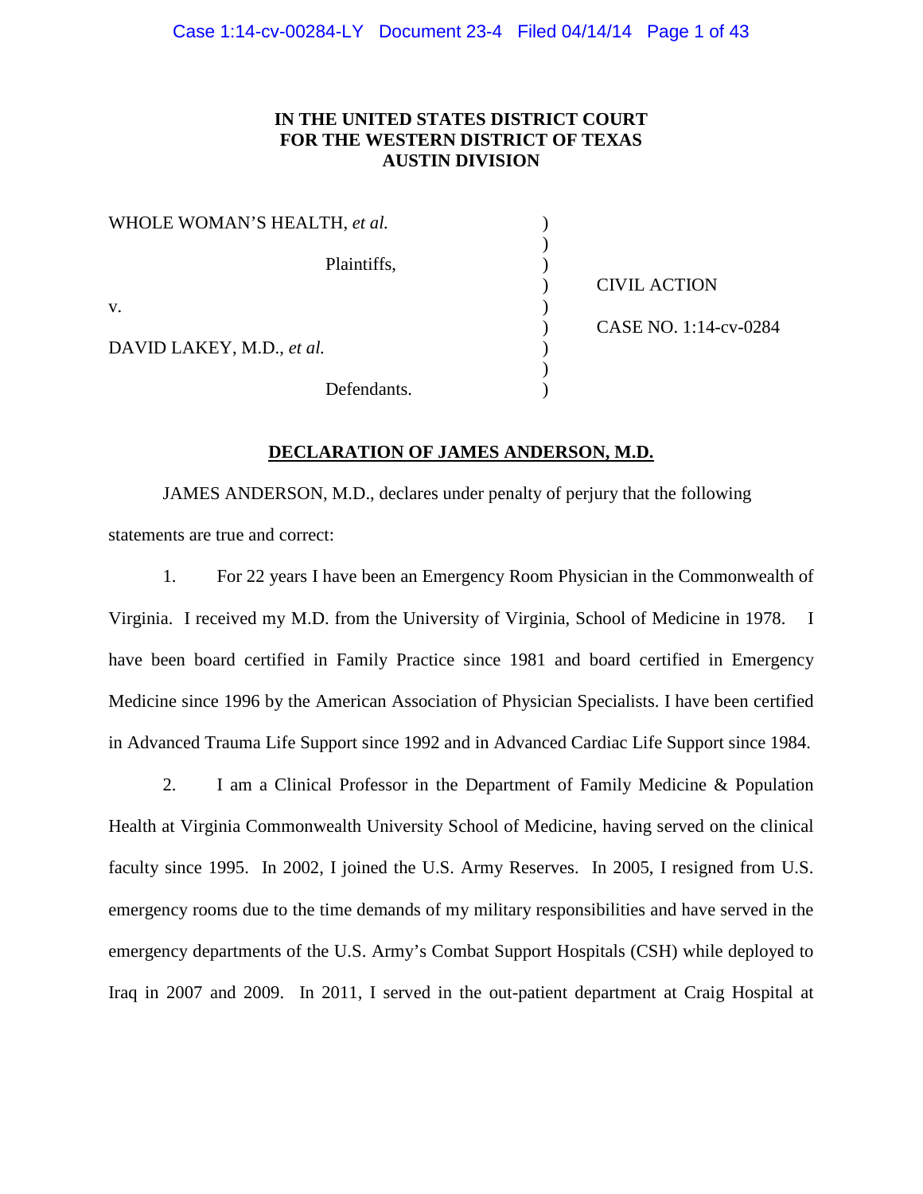**IN THE UNITED STATES DISTRICT COURT**
**FOR THE WESTERN DISTRICT OF TEXAS**
**AUSTIN DIVISION**

| | | |
|---|---|---|
| WHOLE WOMAN'S HEALTH, *et al.* | ) | |
| | ) | |
| Plaintiffs, | ) | |
| | ) | CIVIL ACTION |
| v. | ) | |
| | ) | CASE NO. 1:14-cv-0284 |
| DAVID LAKEY, M.D., *et al.* | ) | |
| | ) | |
| Defendants. | ) | |

**DECLARATION OF JAMES ANDERSON, M.D.**

JAMES ANDERSON, M.D., declares under penalty of perjury that the following statements are true and correct:

1. For 22 years I have been an Emergency Room Physician in the Commonwealth of Virginia. I received my M.D. from the University of Virginia, School of Medicine in 1978. I have been board certified in Family Practice since 1981 and board certified in Emergency Medicine since 1996 by the American Association of Physician Specialists. I have been certified in Advanced Trauma Life Support since 1992 and in Advanced Cardiac Life Support since 1984.

2. I am a Clinical Professor in the Department of Family Medicine & Population Health at Virginia Commonwealth University School of Medicine, having served on the clinical faculty since 1995. In 2002, I joined the U.S. Army Reserves. In 2005, I resigned from U.S. emergency rooms due to the time demands of my military responsibilities and have served in the emergency departments of the U.S. Army's Combat Support Hospitals (CSH) while deployed to Iraq in 2007 and 2009. In 2011, I served in the out-patient department at Craig Hospital at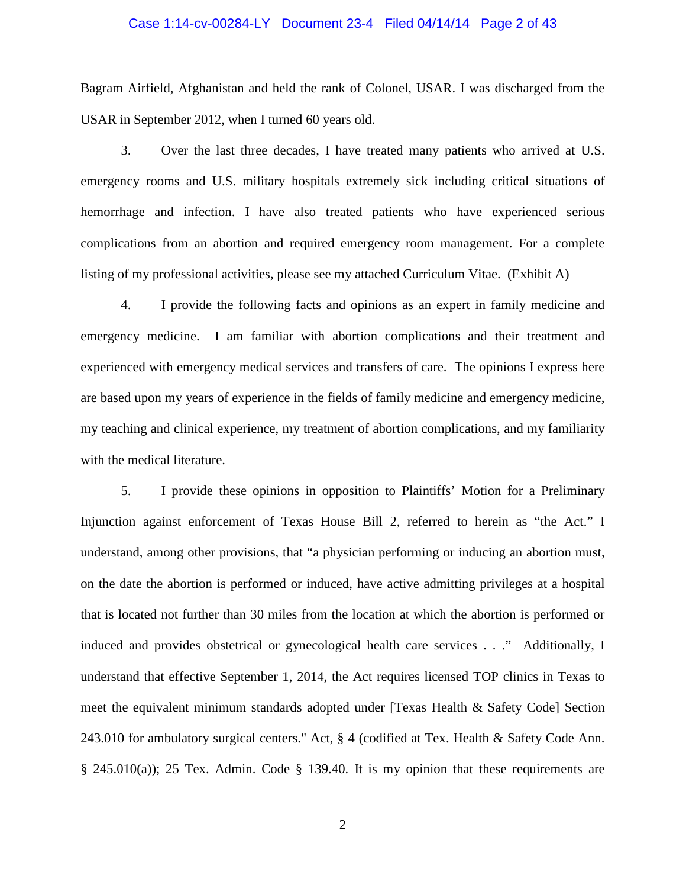Bagram Airfield, Afghanistan and held the rank of Colonel, USAR. I was discharged from the USAR in September 2012, when I turned 60 years old.

3. Over the last three decades, I have treated many patients who arrived at U.S. emergency rooms and U.S. military hospitals extremely sick including critical situations of hemorrhage and infection. I have also treated patients who have experienced serious complications from an abortion and required emergency room management. For a complete listing of my professional activities, please see my attached Curriculum Vitae. (Exhibit A)

4. I provide the following facts and opinions as an expert in family medicine and emergency medicine. I am familiar with abortion complications and their treatment and experienced with emergency medical services and transfers of care. The opinions I express here are based upon my years of experience in the fields of family medicine and emergency medicine, my teaching and clinical experience, my treatment of abortion complications, and my familiarity with the medical literature.

5. I provide these opinions in opposition to Plaintiffs' Motion for a Preliminary Injunction against enforcement of Texas House Bill 2, referred to herein as "the Act." I understand, among other provisions, that "a physician performing or inducing an abortion must, on the date the abortion is performed or induced, have active admitting privileges at a hospital that is located not further than 30 miles from the location at which the abortion is performed or induced and provides obstetrical or gynecological health care services . . ." Additionally, I understand that effective September 1, 2014, the Act requires licensed TOP clinics in Texas to meet the equivalent minimum standards adopted under [Texas Health & Safety Code] Section 243.010 for ambulatory surgical centers." Act, § 4 (codified at Tex. Health & Safety Code Ann. § 245.010(a)); 25 Tex. Admin. Code § 139.40. It is my opinion that these requirements are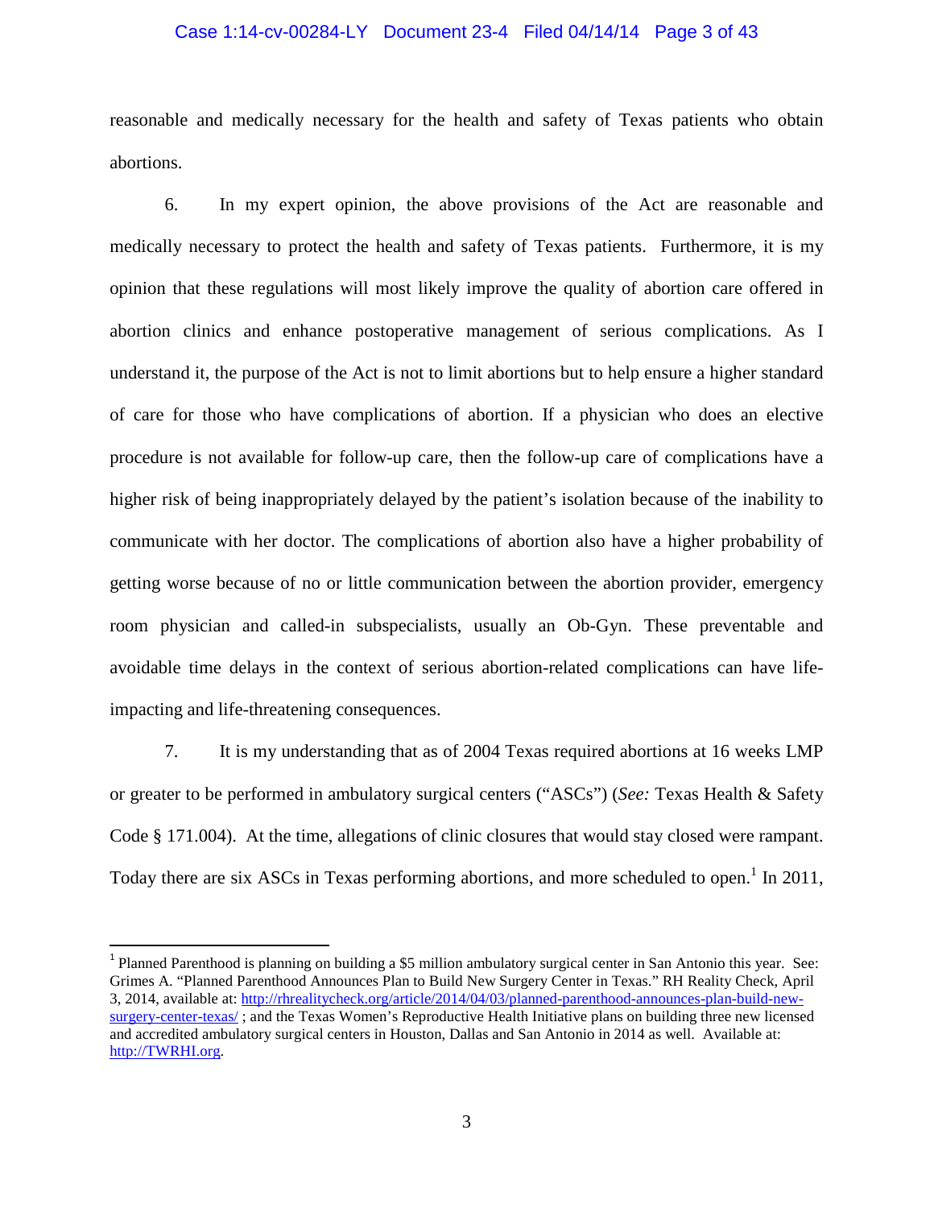reasonable and medically necessary for the health and safety of Texas patients who obtain abortions.

6. In my expert opinion, the above provisions of the Act are reasonable and medically necessary to protect the health and safety of Texas patients. Furthermore, it is my opinion that these regulations will most likely improve the quality of abortion care offered in abortion clinics and enhance postoperative management of serious complications. As I understand it, the purpose of the Act is not to limit abortions but to help ensure a higher standard of care for those who have complications of abortion. If a physician who does an elective procedure is not available for follow-up care, then the follow-up care of complications have a higher risk of being inappropriately delayed by the patient's isolation because of the inability to communicate with her doctor. The complications of abortion also have a higher probability of getting worse because of no or little communication between the abortion provider, emergency room physician and called-in subspecialists, usually an Ob-Gyn. These preventable and avoidable time delays in the context of serious abortion-related complications can have life-impacting and life-threatening consequences.

7. It is my understanding that as of 2004 Texas required abortions at 16 weeks LMP or greater to be performed in ambulatory surgical centers ("ASCs") (*See:* Texas Health & Safety Code § 171.004). At the time, allegations of clinic closures that would stay closed were rampant. Today there are six ASCs in Texas performing abortions, and more scheduled to open.[1] In 2011,

[1] Planned Parenthood is planning on building a $5 million ambulatory surgical center in San Antonio this year. See: Grimes A. "Planned Parenthood Announces Plan to Build New Surgery Center in Texas." RH Reality Check, April 3, 2014, available at: http://rhrealitycheck.org/article/2014/04/03/planned-parenthood-announces-plan-build-new-surgery-center-texas/ ; and the Texas Women's Reproductive Health Initiative plans on building three new licensed and accredited ambulatory surgical centers in Houston, Dallas and San Antonio in 2014 as well. Available at: http://TWRHI.org.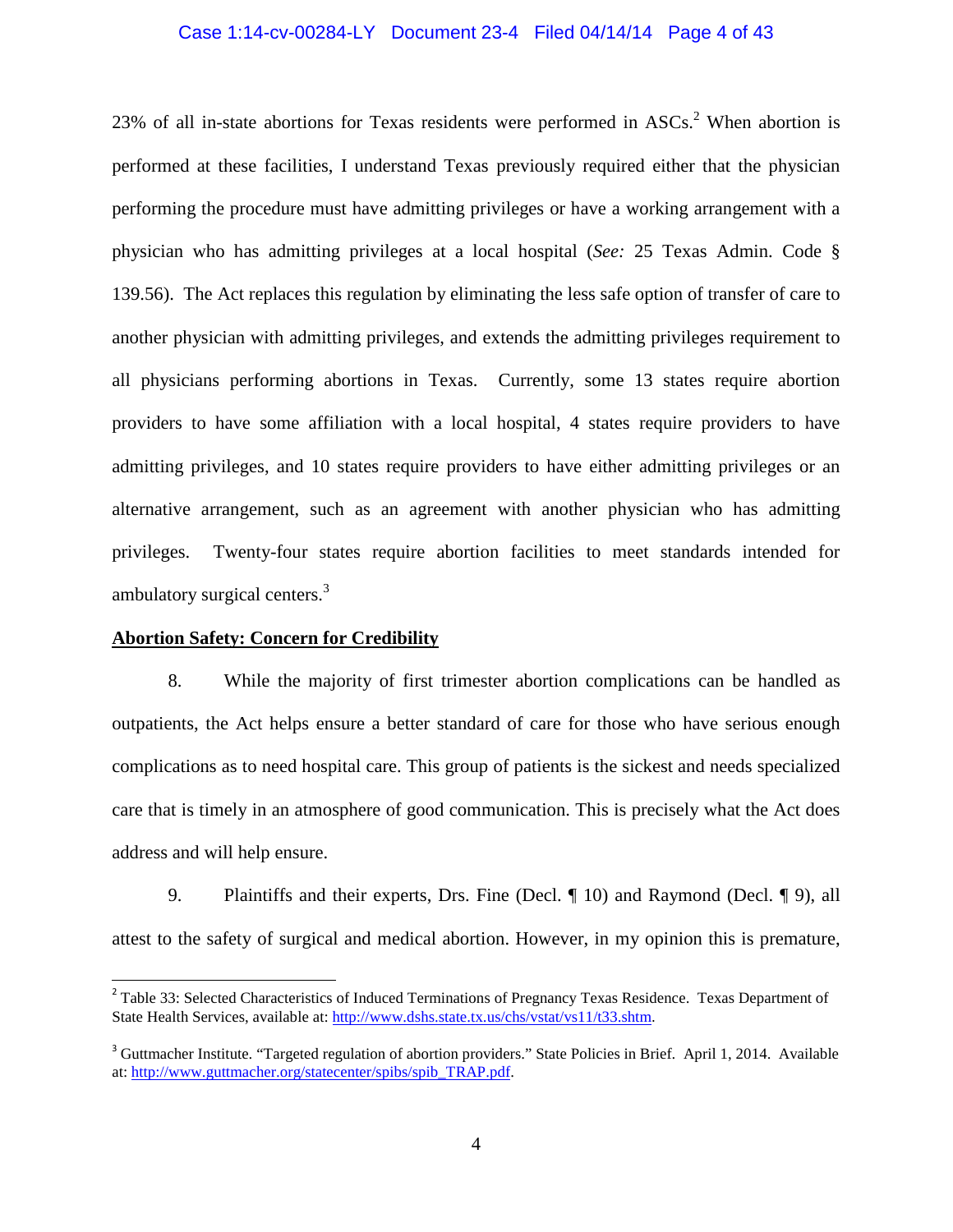23% of all in-state abortions for Texas residents were performed in ASCs.[2] When abortion is performed at these facilities, I understand Texas previously required either that the physician performing the procedure must have admitting privileges or have a working arrangement with a physician who has admitting privileges at a local hospital (*See:* 25 Texas Admin. Code § 139.56). The Act replaces this regulation by eliminating the less safe option of transfer of care to another physician with admitting privileges, and extends the admitting privileges requirement to all physicians performing abortions in Texas. Currently, some 13 states require abortion providers to have some affiliation with a local hospital, 4 states require providers to have admitting privileges, and 10 states require providers to have either admitting privileges or an alternative arrangement, such as an agreement with another physician who has admitting privileges. Twenty-four states require abortion facilities to meet standards intended for ambulatory surgical centers.[3]

**<u>Abortion Safety: Concern for Credibility</u>**

8. While the majority of first trimester abortion complications can be handled as outpatients, the Act helps ensure a better standard of care for those who have serious enough complications as to need hospital care. This group of patients is the sickest and needs specialized care that is timely in an atmosphere of good communication. This is precisely what the Act does address and will help ensure.

9. Plaintiffs and their experts, Drs. Fine (Decl. ¶ 10) and Raymond (Decl. ¶ 9), all attest to the safety of surgical and medical abortion. However, in my opinion this is premature,

---

[2] Table 33: Selected Characteristics of Induced Terminations of Pregnancy Texas Residence. Texas Department of State Health Services, available at: http://www.dshs.state.tx.us/chs/vstat/vs11/t33.shtm.

[3] Guttmacher Institute. "Targeted regulation of abortion providers." State Policies in Brief. April 1, 2014. Available at: http://www.guttmacher.org/statecenter/spibs/spib_TRAP.pdf.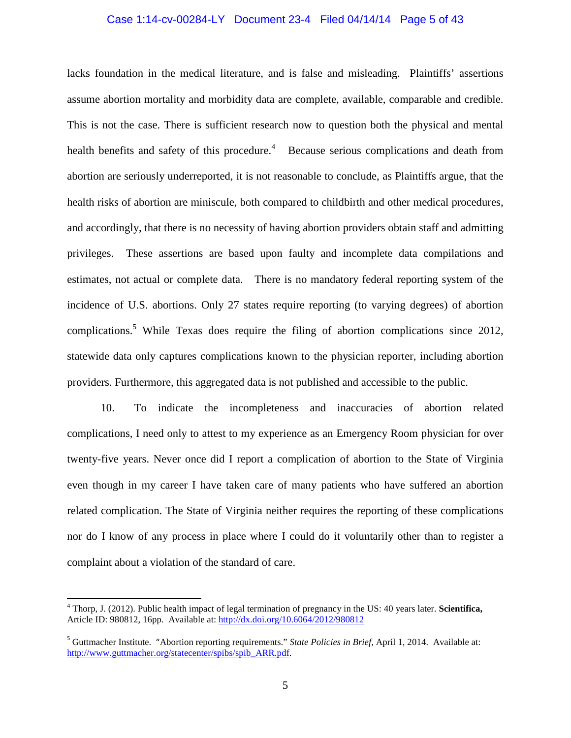lacks foundation in the medical literature, and is false and misleading. Plaintiffs' assertions assume abortion mortality and morbidity data are complete, available, comparable and credible. This is not the case. There is sufficient research now to question both the physical and mental health benefits and safety of this procedure.[4] Because serious complications and death from abortion are seriously underreported, it is not reasonable to conclude, as Plaintiffs argue, that the health risks of abortion are miniscule, both compared to childbirth and other medical procedures, and accordingly, that there is no necessity of having abortion providers obtain staff and admitting privileges. These assertions are based upon faulty and incomplete data compilations and estimates, not actual or complete data. There is no mandatory federal reporting system of the incidence of U.S. abortions. Only 27 states require reporting (to varying degrees) of abortion complications.[5] While Texas does require the filing of abortion complications since 2012, statewide data only captures complications known to the physician reporter, including abortion providers. Furthermore, this aggregated data is not published and accessible to the public.

10. To indicate the incompleteness and inaccuracies of abortion related complications, I need only to attest to my experience as an Emergency Room physician for over twenty-five years. Never once did I report a complication of abortion to the State of Virginia even though in my career I have taken care of many patients who have suffered an abortion related complication. The State of Virginia neither requires the reporting of these complications nor do I know of any process in place where I could do it voluntarily other than to register a complaint about a violation of the standard of care.

---

[4] Thorp, J. (2012). Public health impact of legal termination of pregnancy in the US: 40 years later. **Scientifica,** Article ID: 980812, 16pp. Available at: http://dx.doi.org/10.6064/2012/980812

[5] Guttmacher Institute. "Abortion reporting requirements." *State Policies in Brief,* April 1, 2014. Available at: http://www.guttmacher.org/statecenter/spibs/spib_ARR.pdf.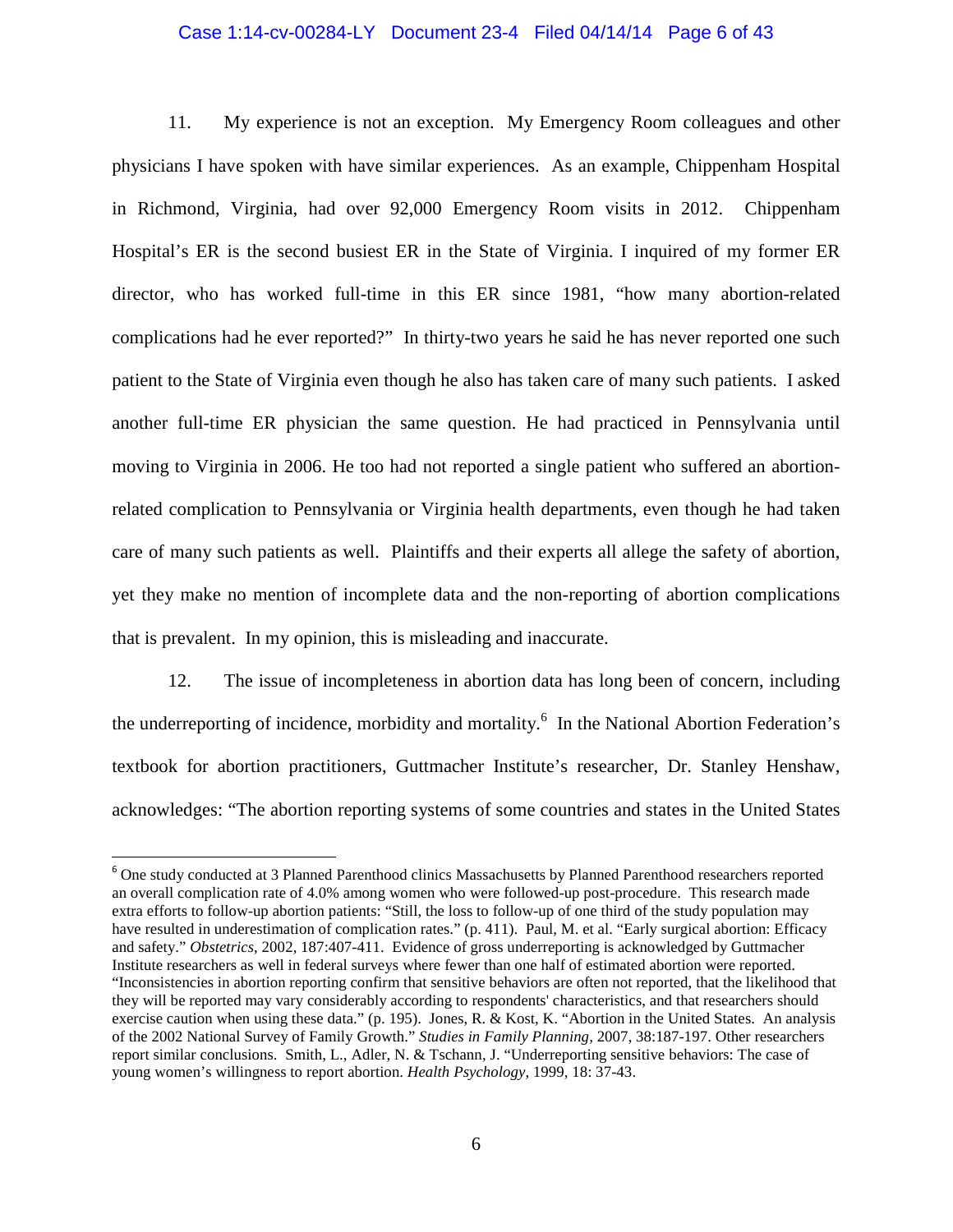11. My experience is not an exception. My Emergency Room colleagues and other physicians I have spoken with have similar experiences. As an example, Chippenham Hospital in Richmond, Virginia, had over 92,000 Emergency Room visits in 2012. Chippenham Hospital's ER is the second busiest ER in the State of Virginia. I inquired of my former ER director, who has worked full-time in this ER since 1981, "how many abortion-related complications had he ever reported?" In thirty-two years he said he has never reported one such patient to the State of Virginia even though he also has taken care of many such patients. I asked another full-time ER physician the same question. He had practiced in Pennsylvania until moving to Virginia in 2006. He too had not reported a single patient who suffered an abortion-related complication to Pennsylvania or Virginia health departments, even though he had taken care of many such patients as well. Plaintiffs and their experts all allege the safety of abortion, yet they make no mention of incomplete data and the non-reporting of abortion complications that is prevalent. In my opinion, this is misleading and inaccurate.

12. The issue of incompleteness in abortion data has long been of concern, including the underreporting of incidence, morbidity and mortality.[6] In the National Abortion Federation's textbook for abortion practitioners, Guttmacher Institute's researcher, Dr. Stanley Henshaw, acknowledges: "The abortion reporting systems of some countries and states in the United States

---

[6] One study conducted at 3 Planned Parenthood clinics Massachusetts by Planned Parenthood researchers reported an overall complication rate of 4.0% among women who were followed-up post-procedure. This research made extra efforts to follow-up abortion patients: "Still, the loss to follow-up of one third of the study population may have resulted in underestimation of complication rates." (p. 411). Paul, M. et al. "Early surgical abortion: Efficacy and safety." *Obstetrics*, 2002, 187:407-411. Evidence of gross underreporting is acknowledged by Guttmacher Institute researchers as well in federal surveys where fewer than one half of estimated abortion were reported. "Inconsistencies in abortion reporting confirm that sensitive behaviors are often not reported, that the likelihood that they will be reported may vary considerably according to respondents' characteristics, and that researchers should exercise caution when using these data." (p. 195). Jones, R. & Kost, K. "Abortion in the United States. An analysis of the 2002 National Survey of Family Growth." *Studies in Family Planning*, 2007, 38:187-197. Other researchers report similar conclusions. Smith, L., Adler, N. & Tschann, J. "Underreporting sensitive behaviors: The case of young women's willingness to report abortion. *Health Psychology*, 1999, 18: 37-43.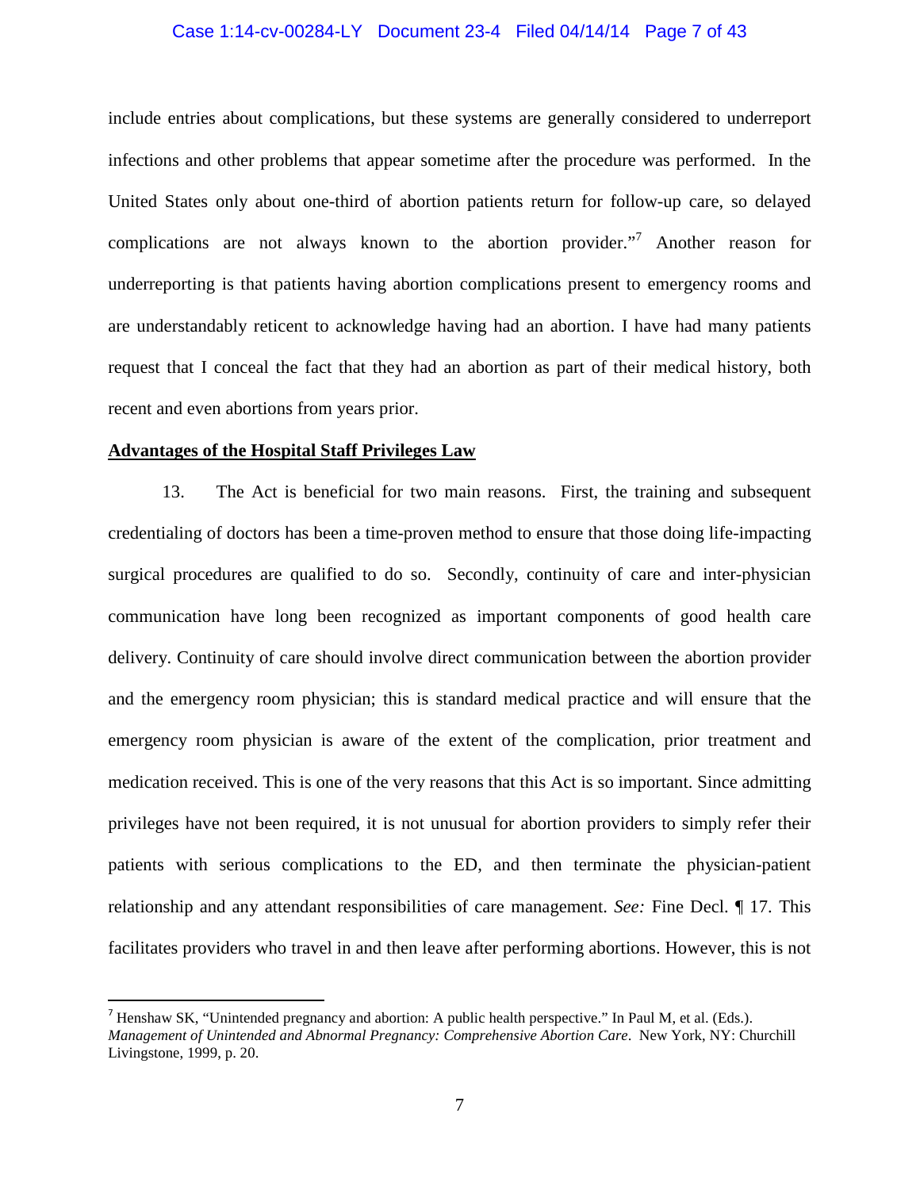include entries about complications, but these systems are generally considered to underreport infections and other problems that appear sometime after the procedure was performed. In the United States only about one-third of abortion patients return for follow-up care, so delayed complications are not always known to the abortion provider."[7] Another reason for underreporting is that patients having abortion complications present to emergency rooms and are understandably reticent to acknowledge having had an abortion. I have had many patients request that I conceal the fact that they had an abortion as part of their medical history, both recent and even abortions from years prior.

**Advantages of the Hospital Staff Privileges Law**

13. The Act is beneficial for two main reasons. First, the training and subsequent credentialing of doctors has been a time-proven method to ensure that those doing life-impacting surgical procedures are qualified to do so. Secondly, continuity of care and inter-physician communication have long been recognized as important components of good health care delivery. Continuity of care should involve direct communication between the abortion provider and the emergency room physician; this is standard medical practice and will ensure that the emergency room physician is aware of the extent of the complication, prior treatment and medication received. This is one of the very reasons that this Act is so important. Since admitting privileges have not been required, it is not unusual for abortion providers to simply refer their patients with serious complications to the ED, and then terminate the physician-patient relationship and any attendant responsibilities of care management. *See:* Fine Decl. ¶ 17. This facilitates providers who travel in and then leave after performing abortions. However, this is not

---

[7] Henshaw SK, "Unintended pregnancy and abortion: A public health perspective." In Paul M, et al. (Eds.). *Management of Unintended and Abnormal Pregnancy: Comprehensive Abortion Care*. New York, NY: Churchill Livingstone, 1999, p. 20.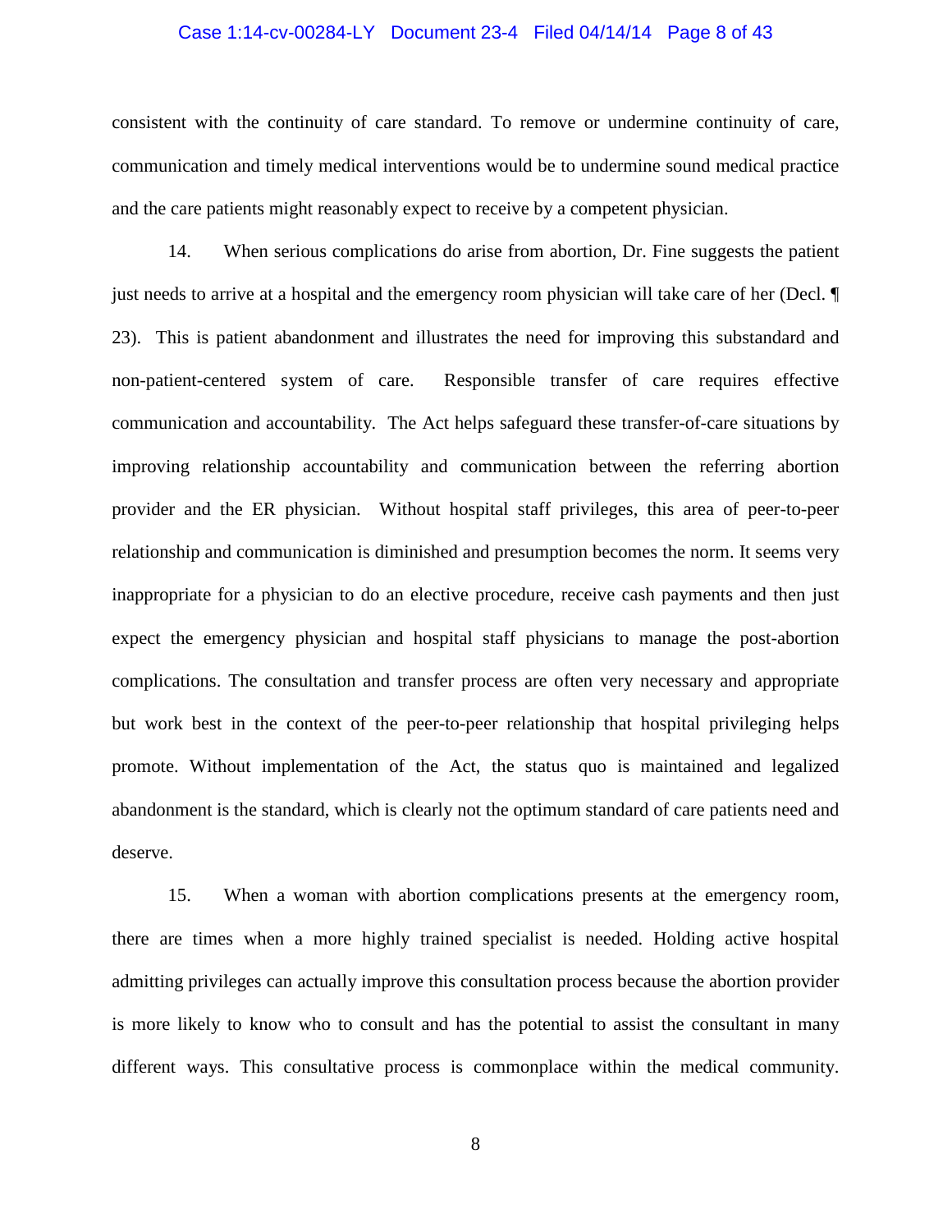consistent with the continuity of care standard. To remove or undermine continuity of care, communication and timely medical interventions would be to undermine sound medical practice and the care patients might reasonably expect to receive by a competent physician.

14. When serious complications do arise from abortion, Dr. Fine suggests the patient just needs to arrive at a hospital and the emergency room physician will take care of her (Decl. ¶ 23). This is patient abandonment and illustrates the need for improving this substandard and non-patient-centered system of care. Responsible transfer of care requires effective communication and accountability. The Act helps safeguard these transfer-of-care situations by improving relationship accountability and communication between the referring abortion provider and the ER physician. Without hospital staff privileges, this area of peer-to-peer relationship and communication is diminished and presumption becomes the norm. It seems very inappropriate for a physician to do an elective procedure, receive cash payments and then just expect the emergency physician and hospital staff physicians to manage the post-abortion complications. The consultation and transfer process are often very necessary and appropriate but work best in the context of the peer-to-peer relationship that hospital privileging helps promote. Without implementation of the Act, the status quo is maintained and legalized abandonment is the standard, which is clearly not the optimum standard of care patients need and deserve.

15. When a woman with abortion complications presents at the emergency room, there are times when a more highly trained specialist is needed. Holding active hospital admitting privileges can actually improve this consultation process because the abortion provider is more likely to know who to consult and has the potential to assist the consultant in many different ways. This consultative process is commonplace within the medical community.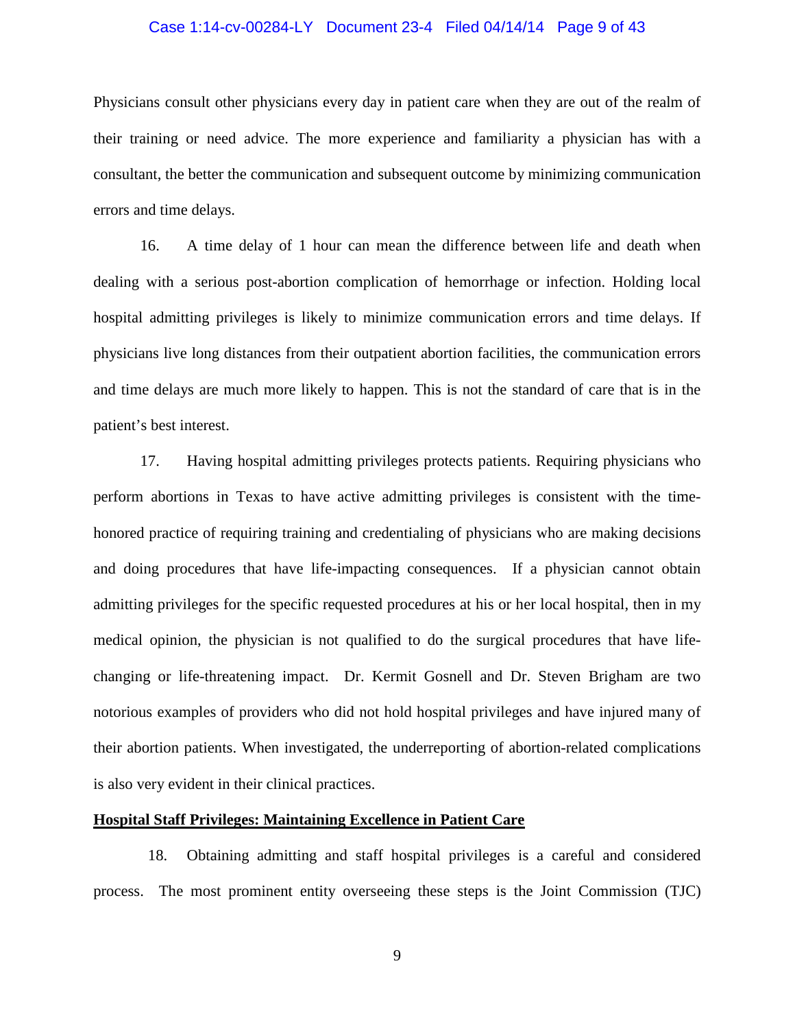Physicians consult other physicians every day in patient care when they are out of the realm of their training or need advice. The more experience and familiarity a physician has with a consultant, the better the communication and subsequent outcome by minimizing communication errors and time delays.

16. A time delay of 1 hour can mean the difference between life and death when dealing with a serious post-abortion complication of hemorrhage or infection. Holding local hospital admitting privileges is likely to minimize communication errors and time delays. If physicians live long distances from their outpatient abortion facilities, the communication errors and time delays are much more likely to happen. This is not the standard of care that is in the patient's best interest.

17. Having hospital admitting privileges protects patients. Requiring physicians who perform abortions in Texas to have active admitting privileges is consistent with the time-honored practice of requiring training and credentialing of physicians who are making decisions and doing procedures that have life-impacting consequences. If a physician cannot obtain admitting privileges for the specific requested procedures at his or her local hospital, then in my medical opinion, the physician is not qualified to do the surgical procedures that have life-changing or life-threatening impact. Dr. Kermit Gosnell and Dr. Steven Brigham are two notorious examples of providers who did not hold hospital privileges and have injured many of their abortion patients. When investigated, the underreporting of abortion-related complications is also very evident in their clinical practices.

**Hospital Staff Privileges: Maintaining Excellence in Patient Care**

18. Obtaining admitting and staff hospital privileges is a careful and considered process. The most prominent entity overseeing these steps is the Joint Commission (TJC)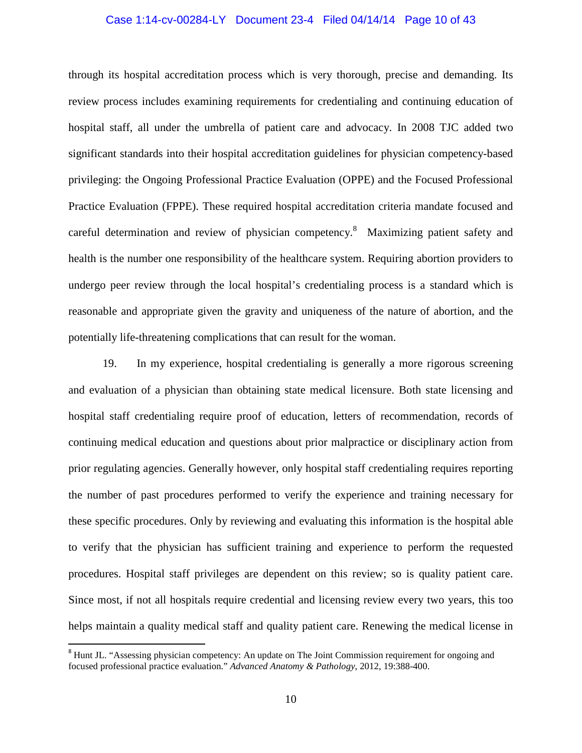through its hospital accreditation process which is very thorough, precise and demanding. Its review process includes examining requirements for credentialing and continuing education of hospital staff, all under the umbrella of patient care and advocacy. In 2008 TJC added two significant standards into their hospital accreditation guidelines for physician competency-based privileging: the Ongoing Professional Practice Evaluation (OPPE) and the Focused Professional Practice Evaluation (FPPE). These required hospital accreditation criteria mandate focused and careful determination and review of physician competency.[8] Maximizing patient safety and health is the number one responsibility of the healthcare system. Requiring abortion providers to undergo peer review through the local hospital's credentialing process is a standard which is reasonable and appropriate given the gravity and uniqueness of the nature of abortion, and the potentially life-threatening complications that can result for the woman.

19. In my experience, hospital credentialing is generally a more rigorous screening and evaluation of a physician than obtaining state medical licensure. Both state licensing and hospital staff credentialing require proof of education, letters of recommendation, records of continuing medical education and questions about prior malpractice or disciplinary action from prior regulating agencies. Generally however, only hospital staff credentialing requires reporting the number of past procedures performed to verify the experience and training necessary for these specific procedures. Only by reviewing and evaluating this information is the hospital able to verify that the physician has sufficient training and experience to perform the requested procedures. Hospital staff privileges are dependent on this review; so is quality patient care. Since most, if not all hospitals require credential and licensing review every two years, this too helps maintain a quality medical staff and quality patient care. Renewing the medical license in

[8] Hunt JL. "Assessing physician competency: An update on The Joint Commission requirement for ongoing and focused professional practice evaluation." *Advanced Anatomy & Pathology*, 2012, 19:388-400.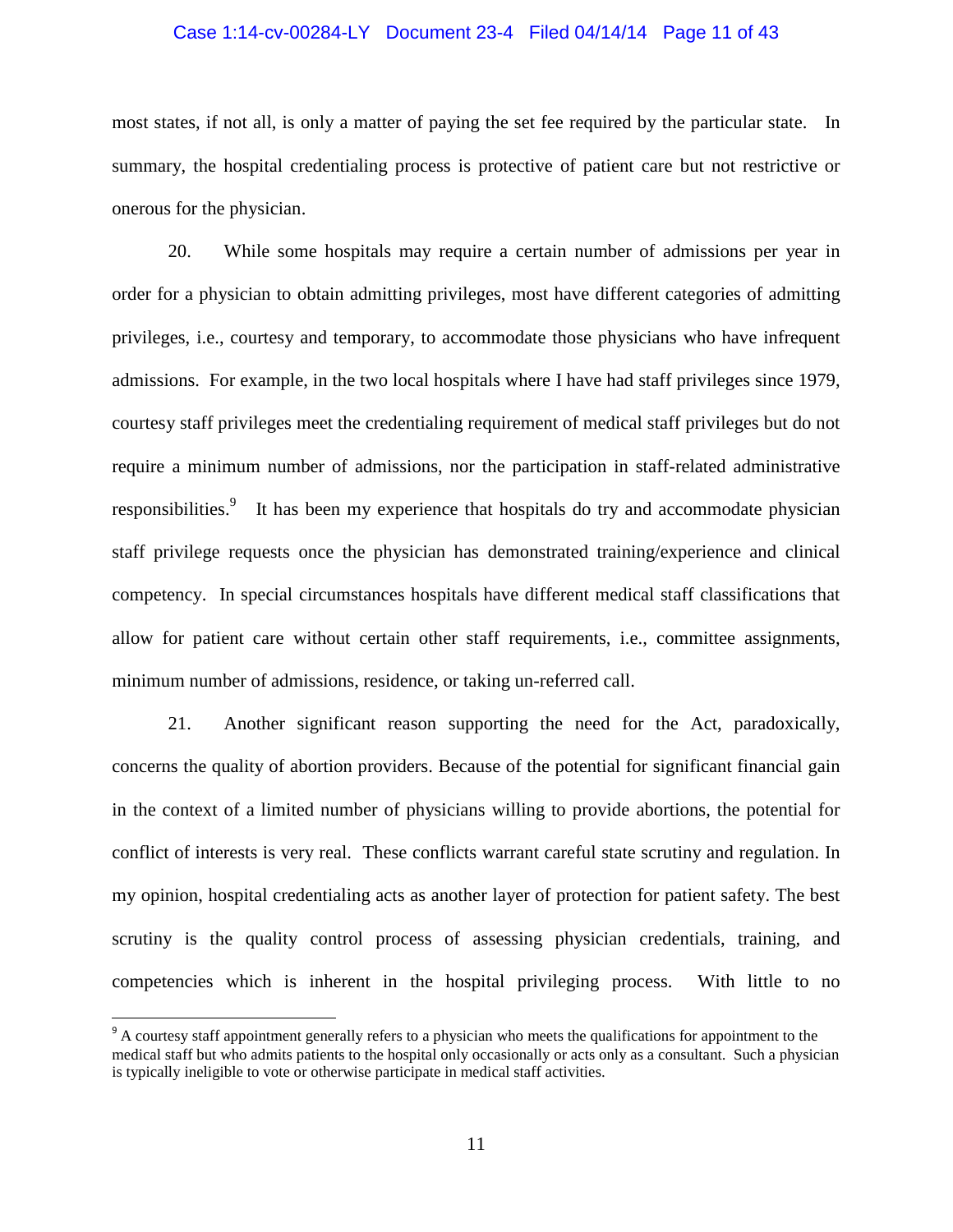most states, if not all, is only a matter of paying the set fee required by the particular state. In summary, the hospital credentialing process is protective of patient care but not restrictive or onerous for the physician.

20. While some hospitals may require a certain number of admissions per year in order for a physician to obtain admitting privileges, most have different categories of admitting privileges, i.e., courtesy and temporary, to accommodate those physicians who have infrequent admissions. For example, in the two local hospitals where I have had staff privileges since 1979, courtesy staff privileges meet the credentialing requirement of medical staff privileges but do not require a minimum number of admissions, nor the participation in staff-related administrative responsibilities.[9] It has been my experience that hospitals do try and accommodate physician staff privilege requests once the physician has demonstrated training/experience and clinical competency. In special circumstances hospitals have different medical staff classifications that allow for patient care without certain other staff requirements, i.e., committee assignments, minimum number of admissions, residence, or taking un-referred call.

21. Another significant reason supporting the need for the Act, paradoxically, concerns the quality of abortion providers. Because of the potential for significant financial gain in the context of a limited number of physicians willing to provide abortions, the potential for conflict of interests is very real. These conflicts warrant careful state scrutiny and regulation. In my opinion, hospital credentialing acts as another layer of protection for patient safety. The best scrutiny is the quality control process of assessing physician credentials, training, and competencies which is inherent in the hospital privileging process. With little to no

[9] A courtesy staff appointment generally refers to a physician who meets the qualifications for appointment to the medical staff but who admits patients to the hospital only occasionally or acts only as a consultant. Such a physician is typically ineligible to vote or otherwise participate in medical staff activities.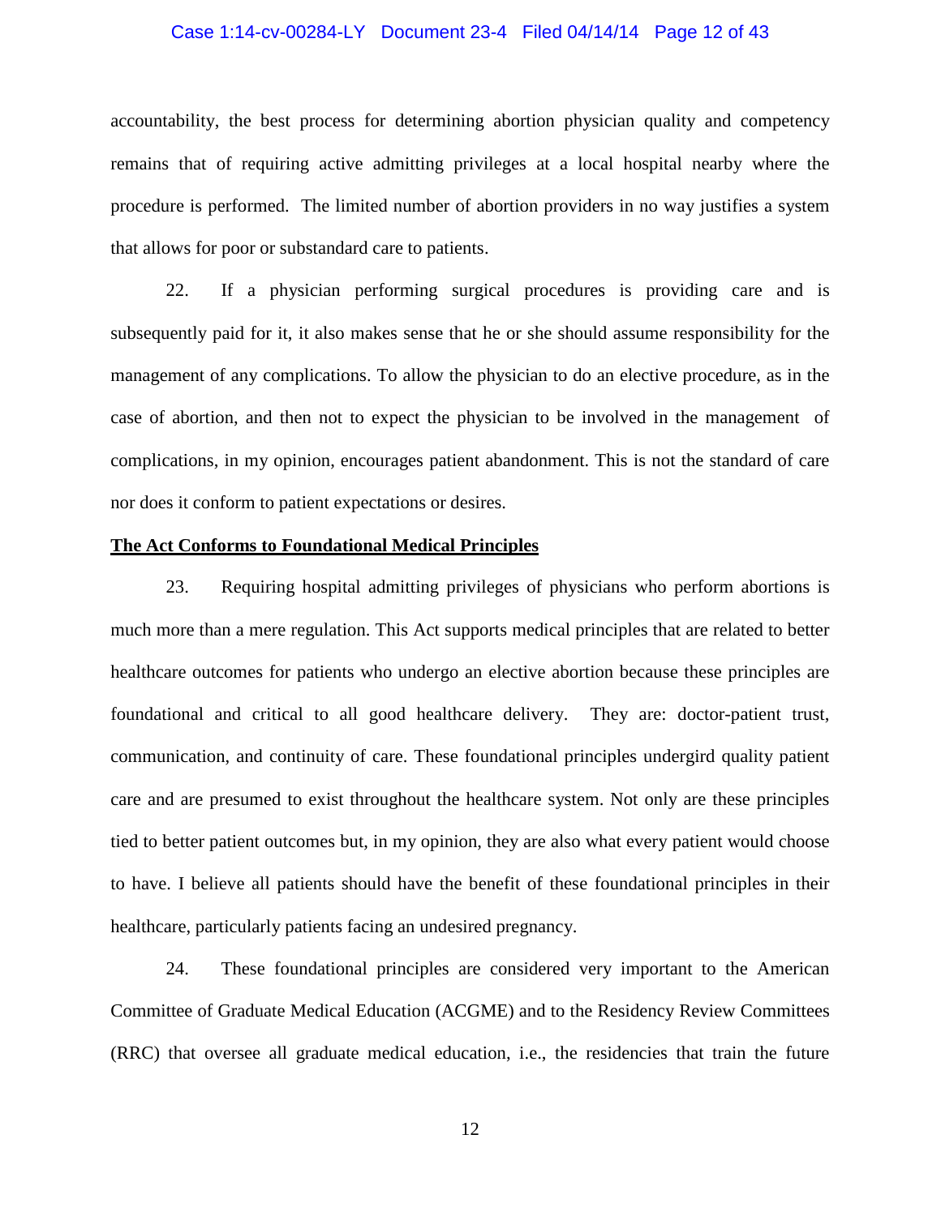accountability, the best process for determining abortion physician quality and competency remains that of requiring active admitting privileges at a local hospital nearby where the procedure is performed. The limited number of abortion providers in no way justifies a system that allows for poor or substandard care to patients.

22. If a physician performing surgical procedures is providing care and is subsequently paid for it, it also makes sense that he or she should assume responsibility for the management of any complications. To allow the physician to do an elective procedure, as in the case of abortion, and then not to expect the physician to be involved in the management of complications, in my opinion, encourages patient abandonment. This is not the standard of care nor does it conform to patient expectations or desires.

**The Act Conforms to Foundational Medical Principles**

23. Requiring hospital admitting privileges of physicians who perform abortions is much more than a mere regulation. This Act supports medical principles that are related to better healthcare outcomes for patients who undergo an elective abortion because these principles are foundational and critical to all good healthcare delivery. They are: doctor-patient trust, communication, and continuity of care. These foundational principles undergird quality patient care and are presumed to exist throughout the healthcare system. Not only are these principles tied to better patient outcomes but, in my opinion, they are also what every patient would choose to have. I believe all patients should have the benefit of these foundational principles in their healthcare, particularly patients facing an undesired pregnancy.

24. These foundational principles are considered very important to the American Committee of Graduate Medical Education (ACGME) and to the Residency Review Committees (RRC) that oversee all graduate medical education, i.e., the residencies that train the future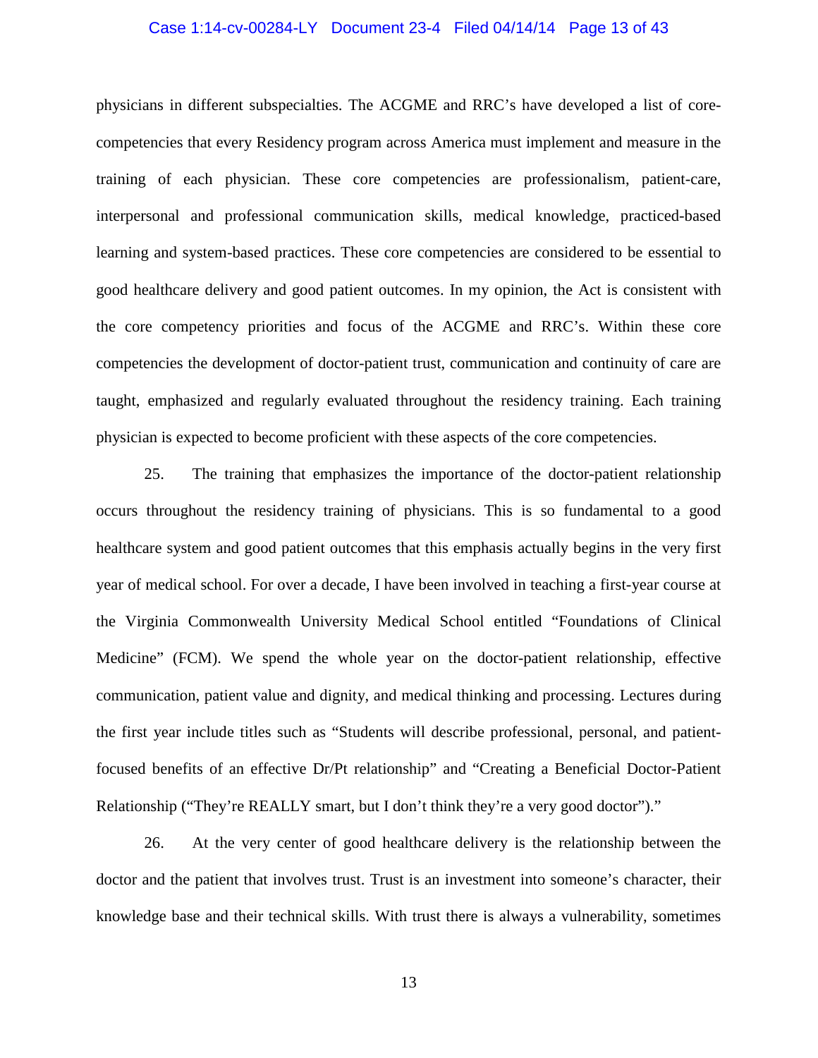physicians in different subspecialties. The ACGME and RRC's have developed a list of core-competencies that every Residency program across America must implement and measure in the training of each physician. These core competencies are professionalism, patient-care, interpersonal and professional communication skills, medical knowledge, practiced-based learning and system-based practices. These core competencies are considered to be essential to good healthcare delivery and good patient outcomes. In my opinion, the Act is consistent with the core competency priorities and focus of the ACGME and RRC's. Within these core competencies the development of doctor-patient trust, communication and continuity of care are taught, emphasized and regularly evaluated throughout the residency training. Each training physician is expected to become proficient with these aspects of the core competencies.

25. The training that emphasizes the importance of the doctor-patient relationship occurs throughout the residency training of physicians. This is so fundamental to a good healthcare system and good patient outcomes that this emphasis actually begins in the very first year of medical school. For over a decade, I have been involved in teaching a first-year course at the Virginia Commonwealth University Medical School entitled "Foundations of Clinical Medicine" (FCM). We spend the whole year on the doctor-patient relationship, effective communication, patient value and dignity, and medical thinking and processing. Lectures during the first year include titles such as "Students will describe professional, personal, and patient-focused benefits of an effective Dr/Pt relationship" and "Creating a Beneficial Doctor-Patient Relationship ("They're REALLY smart, but I don't think they're a very good doctor")."

26. At the very center of good healthcare delivery is the relationship between the doctor and the patient that involves trust. Trust is an investment into someone's character, their knowledge base and their technical skills. With trust there is always a vulnerability, sometimes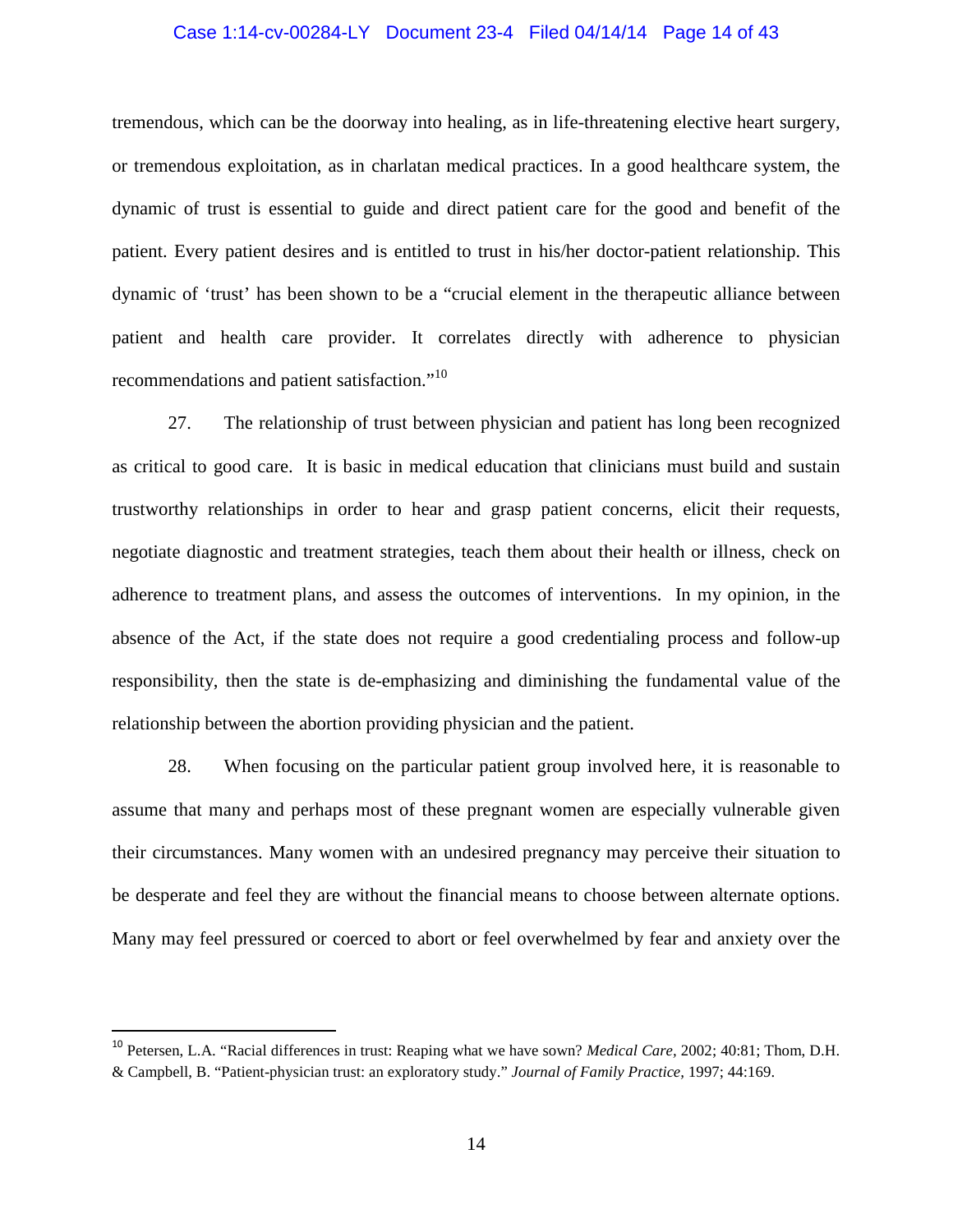tremendous, which can be the doorway into healing, as in life-threatening elective heart surgery, or tremendous exploitation, as in charlatan medical practices. In a good healthcare system, the dynamic of trust is essential to guide and direct patient care for the good and benefit of the patient. Every patient desires and is entitled to trust in his/her doctor-patient relationship. This dynamic of 'trust' has been shown to be a "crucial element in the therapeutic alliance between patient and health care provider. It correlates directly with adherence to physician recommendations and patient satisfaction."[10]

27. The relationship of trust between physician and patient has long been recognized as critical to good care. It is basic in medical education that clinicians must build and sustain trustworthy relationships in order to hear and grasp patient concerns, elicit their requests, negotiate diagnostic and treatment strategies, teach them about their health or illness, check on adherence to treatment plans, and assess the outcomes of interventions. In my opinion, in the absence of the Act, if the state does not require a good credentialing process and follow-up responsibility, then the state is de-emphasizing and diminishing the fundamental value of the relationship between the abortion providing physician and the patient.

28. When focusing on the particular patient group involved here, it is reasonable to assume that many and perhaps most of these pregnant women are especially vulnerable given their circumstances. Many women with an undesired pregnancy may perceive their situation to be desperate and feel they are without the financial means to choose between alternate options. Many may feel pressured or coerced to abort or feel overwhelmed by fear and anxiety over the

---

[10] Petersen, L.A. "Racial differences in trust: Reaping what we have sown? *Medical Care*, 2002; 40:81; Thom, D.H. & Campbell, B. "Patient-physician trust: an exploratory study." *Journal of Family Practice*, 1997; 44:169.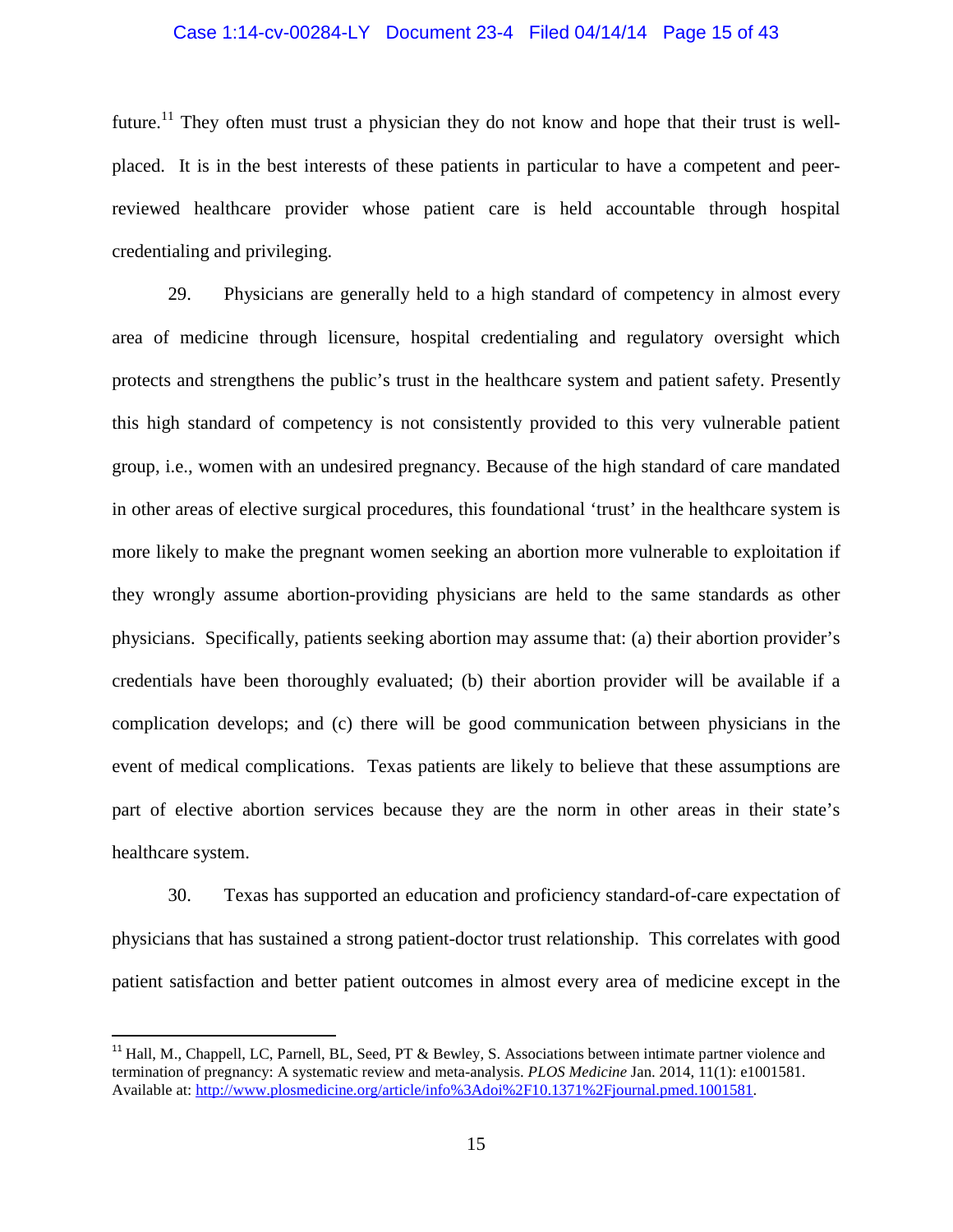future.[11] They often must trust a physician they do not know and hope that their trust is well-placed. It is in the best interests of these patients in particular to have a competent and peer-reviewed healthcare provider whose patient care is held accountable through hospital credentialing and privileging.

29. Physicians are generally held to a high standard of competency in almost every area of medicine through licensure, hospital credentialing and regulatory oversight which protects and strengthens the public's trust in the healthcare system and patient safety. Presently this high standard of competency is not consistently provided to this very vulnerable patient group, i.e., women with an undesired pregnancy. Because of the high standard of care mandated in other areas of elective surgical procedures, this foundational 'trust' in the healthcare system is more likely to make the pregnant women seeking an abortion more vulnerable to exploitation if they wrongly assume abortion-providing physicians are held to the same standards as other physicians. Specifically, patients seeking abortion may assume that: (a) their abortion provider's credentials have been thoroughly evaluated; (b) their abortion provider will be available if a complication develops; and (c) there will be good communication between physicians in the event of medical complications. Texas patients are likely to believe that these assumptions are part of elective abortion services because they are the norm in other areas in their state's healthcare system.

30. Texas has supported an education and proficiency standard-of-care expectation of physicians that has sustained a strong patient-doctor trust relationship. This correlates with good patient satisfaction and better patient outcomes in almost every area of medicine except in the

---

[11] Hall, M., Chappell, LC, Parnell, BL, Seed, PT & Bewley, S. Associations between intimate partner violence and termination of pregnancy: A systematic review and meta-analysis. *PLOS Medicine* Jan. 2014, 11(1): e1001581. Available at: http://www.plosmedicine.org/article/info%3Adoi%2F10.1371%2Fjournal.pmed.1001581.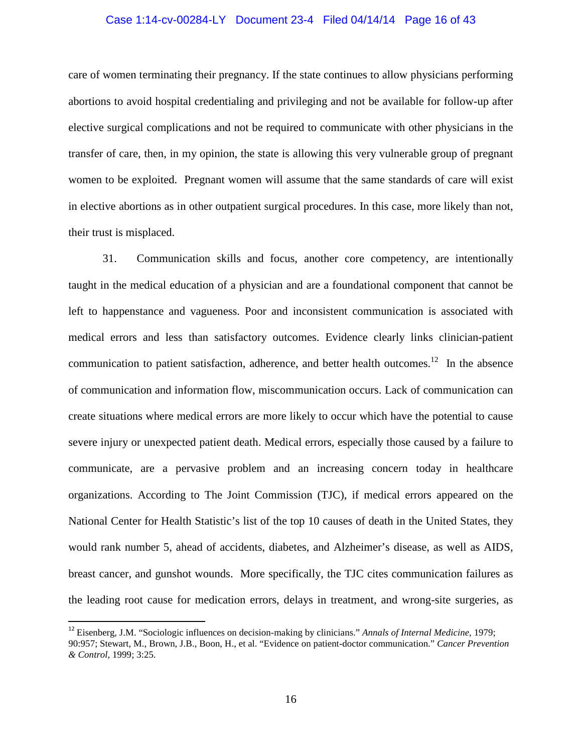care of women terminating their pregnancy. If the state continues to allow physicians performing abortions to avoid hospital credentialing and privileging and not be available for follow-up after elective surgical complications and not be required to communicate with other physicians in the transfer of care, then, in my opinion, the state is allowing this very vulnerable group of pregnant women to be exploited. Pregnant women will assume that the same standards of care will exist in elective abortions as in other outpatient surgical procedures. In this case, more likely than not, their trust is misplaced.

31. Communication skills and focus, another core competency, are intentionally taught in the medical education of a physician and are a foundational component that cannot be left to happenstance and vagueness. Poor and inconsistent communication is associated with medical errors and less than satisfactory outcomes. Evidence clearly links clinician-patient communication to patient satisfaction, adherence, and better health outcomes.[12] In the absence of communication and information flow, miscommunication occurs. Lack of communication can create situations where medical errors are more likely to occur which have the potential to cause severe injury or unexpected patient death. Medical errors, especially those caused by a failure to communicate, are a pervasive problem and an increasing concern today in healthcare organizations. According to The Joint Commission (TJC), if medical errors appeared on the National Center for Health Statistic's list of the top 10 causes of death in the United States, they would rank number 5, ahead of accidents, diabetes, and Alzheimer's disease, as well as AIDS, breast cancer, and gunshot wounds. More specifically, the TJC cites communication failures as the leading root cause for medication errors, delays in treatment, and wrong-site surgeries, as

[12] Eisenberg, J.M. "Sociologic influences on decision-making by clinicians." *Annals of Internal Medicine*, 1979; 90:957; Stewart, M., Brown, J.B., Boon, H., et al. "Evidence on patient-doctor communication." *Cancer Prevention & Control*, 1999; 3:25.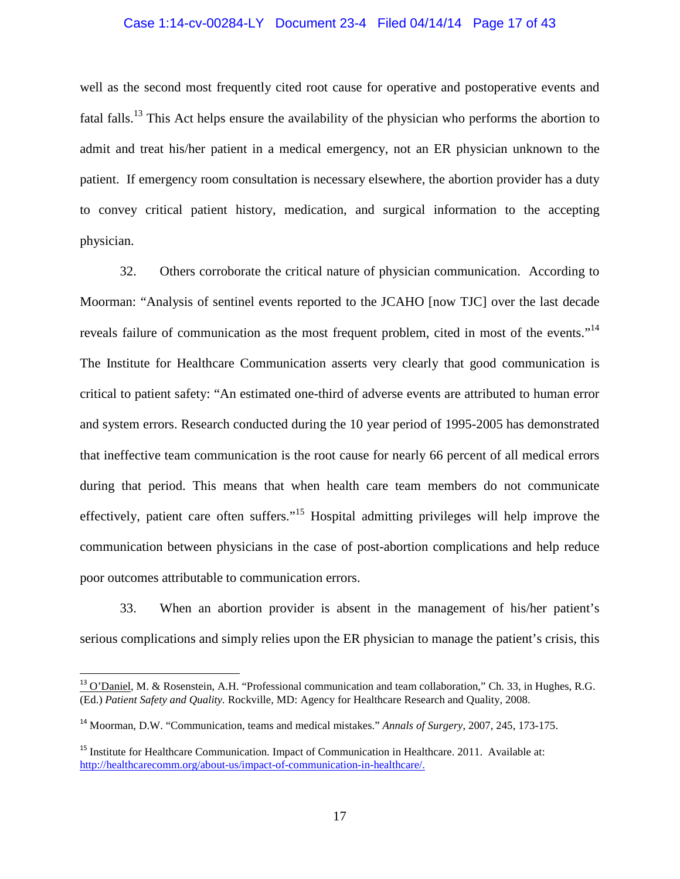well as the second most frequently cited root cause for operative and postoperative events and fatal falls.[13] This Act helps ensure the availability of the physician who performs the abortion to admit and treat his/her patient in a medical emergency, not an ER physician unknown to the patient. If emergency room consultation is necessary elsewhere, the abortion provider has a duty to convey critical patient history, medication, and surgical information to the accepting physician.

32. Others corroborate the critical nature of physician communication. According to Moorman: "Analysis of sentinel events reported to the JCAHO [now TJC] over the last decade reveals failure of communication as the most frequent problem, cited in most of the events."[14] The Institute for Healthcare Communication asserts very clearly that good communication is critical to patient safety: "An estimated one-third of adverse events are attributed to human error and system errors. Research conducted during the 10 year period of 1995-2005 has demonstrated that ineffective team communication is the root cause for nearly 66 percent of all medical errors during that period. This means that when health care team members do not communicate effectively, patient care often suffers."[15] Hospital admitting privileges will help improve the communication between physicians in the case of post-abortion complications and help reduce poor outcomes attributable to communication errors.

33. When an abortion provider is absent in the management of his/her patient's serious complications and simply relies upon the ER physician to manage the patient's crisis, this

---

[13] O'Daniel, M. & Rosenstein, A.H. "Professional communication and team collaboration," Ch. 33, in Hughes, R.G. (Ed.) *Patient Safety and Quality.* Rockville, MD: Agency for Healthcare Research and Quality, 2008.

[14] Moorman, D.W. "Communication, teams and medical mistakes." *Annals of Surgery*, 2007, 245, 173-175.

[15] Institute for Healthcare Communication. Impact of Communication in Healthcare. 2011. Available at: http://healthcarecomm.org/about-us/impact-of-communication-in-healthcare/.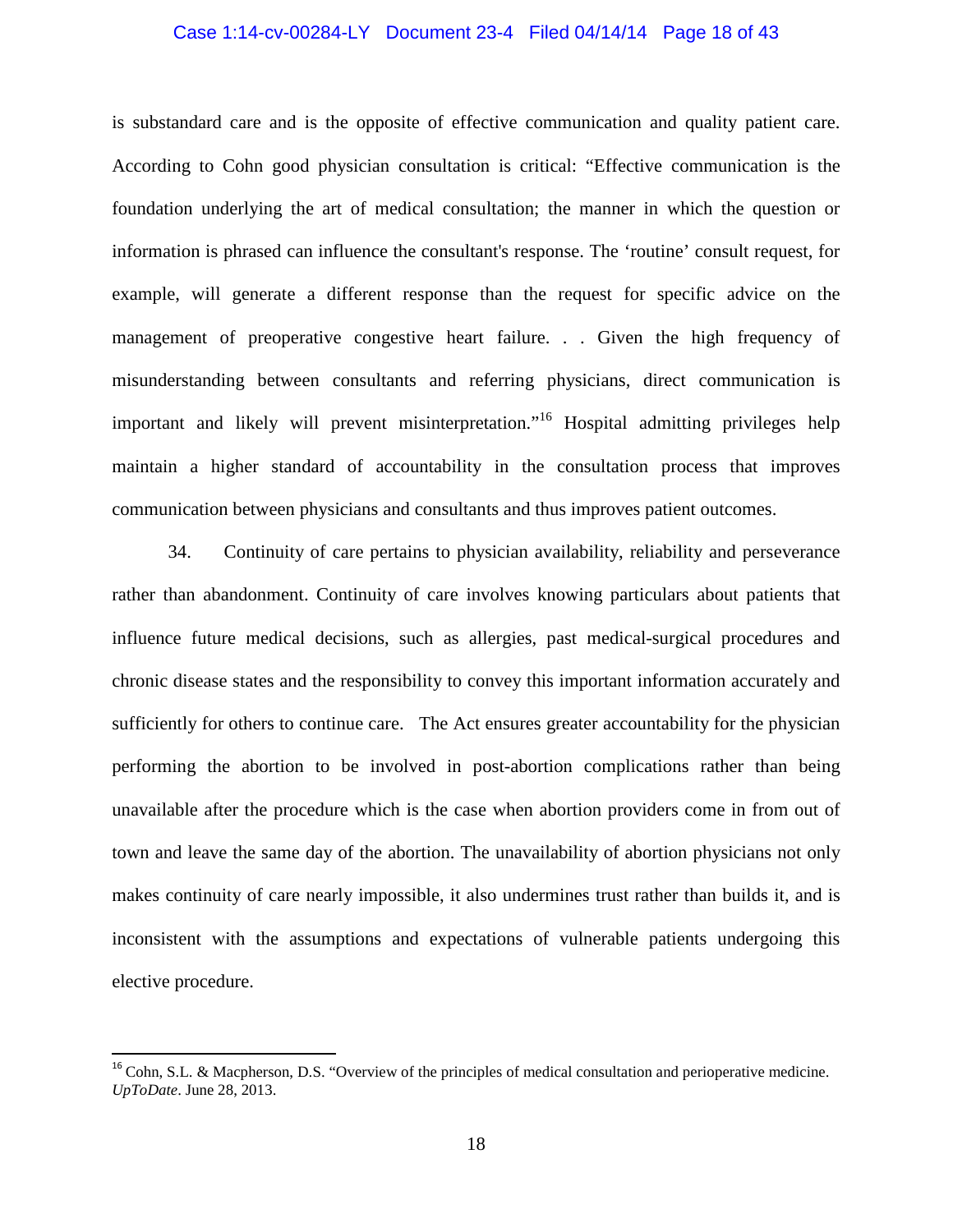is substandard care and is the opposite of effective communication and quality patient care. According to Cohn good physician consultation is critical: "Effective communication is the foundation underlying the art of medical consultation; the manner in which the question or information is phrased can influence the consultant's response. The 'routine' consult request, for example, will generate a different response than the request for specific advice on the management of preoperative congestive heart failure. . . Given the high frequency of misunderstanding between consultants and referring physicians, direct communication is important and likely will prevent misinterpretation."[16] Hospital admitting privileges help maintain a higher standard of accountability in the consultation process that improves communication between physicians and consultants and thus improves patient outcomes.

34. Continuity of care pertains to physician availability, reliability and perseverance rather than abandonment. Continuity of care involves knowing particulars about patients that influence future medical decisions, such as allergies, past medical-surgical procedures and chronic disease states and the responsibility to convey this important information accurately and sufficiently for others to continue care. The Act ensures greater accountability for the physician performing the abortion to be involved in post-abortion complications rather than being unavailable after the procedure which is the case when abortion providers come in from out of town and leave the same day of the abortion. The unavailability of abortion physicians not only makes continuity of care nearly impossible, it also undermines trust rather than builds it, and is inconsistent with the assumptions and expectations of vulnerable patients undergoing this elective procedure.

---

[16] Cohn, S.L. & Macpherson, D.S. "Overview of the principles of medical consultation and perioperative medicine. *UpToDate*. June 28, 2013.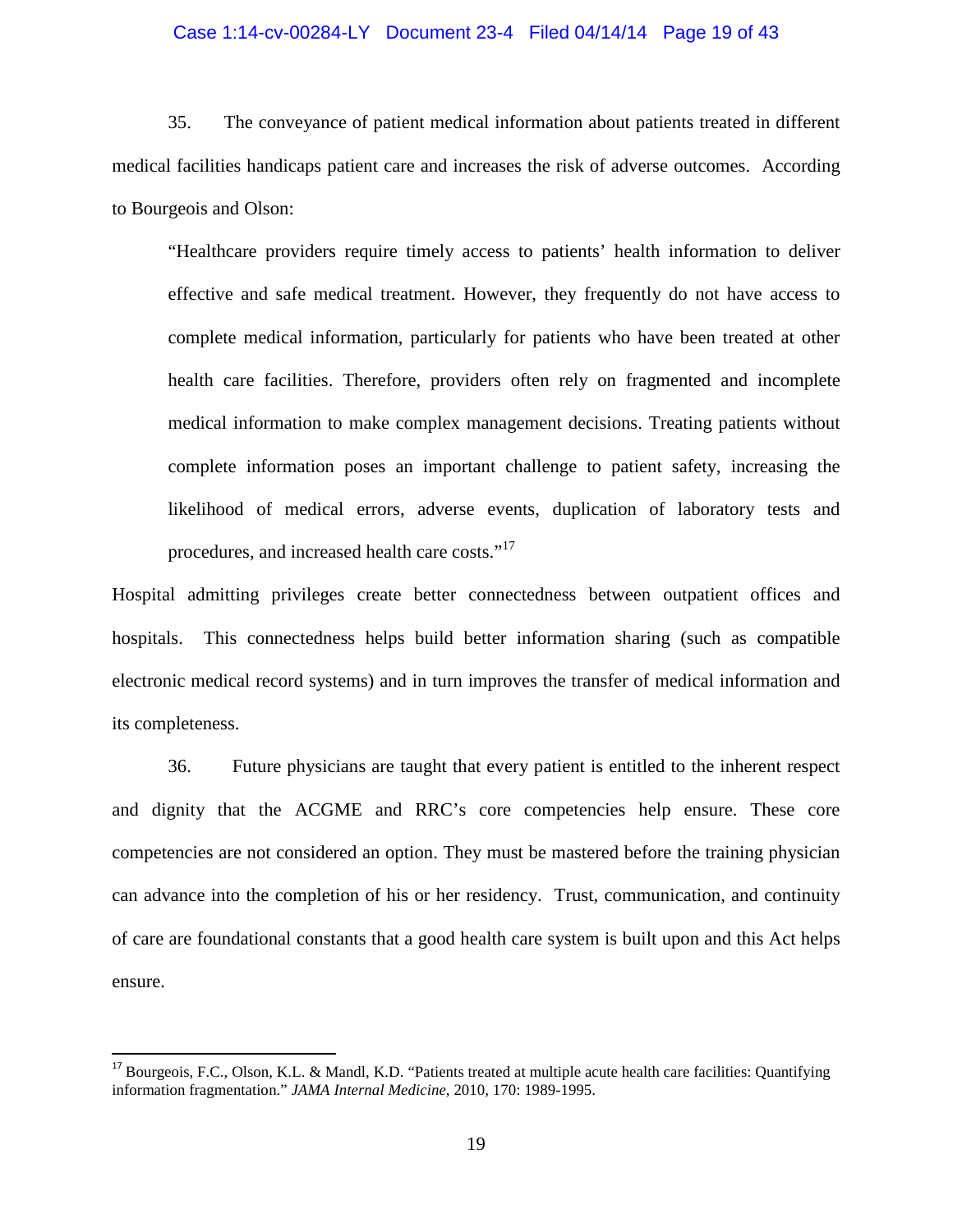35. The conveyance of patient medical information about patients treated in different medical facilities handicaps patient care and increases the risk of adverse outcomes. According to Bourgeois and Olson:

> "Healthcare providers require timely access to patients' health information to deliver effective and safe medical treatment. However, they frequently do not have access to complete medical information, particularly for patients who have been treated at other health care facilities. Therefore, providers often rely on fragmented and incomplete medical information to make complex management decisions. Treating patients without complete information poses an important challenge to patient safety, increasing the likelihood of medical errors, adverse events, duplication of laboratory tests and procedures, and increased health care costs."[17]

Hospital admitting privileges create better connectedness between outpatient offices and hospitals. This connectedness helps build better information sharing (such as compatible electronic medical record systems) and in turn improves the transfer of medical information and its completeness.

36. Future physicians are taught that every patient is entitled to the inherent respect and dignity that the ACGME and RRC's core competencies help ensure. These core competencies are not considered an option. They must be mastered before the training physician can advance into the completion of his or her residency. Trust, communication, and continuity of care are foundational constants that a good health care system is built upon and this Act helps ensure.

---

[17] Bourgeois, F.C., Olson, K.L. & Mandl, K.D. "Patients treated at multiple acute health care facilities: Quantifying information fragmentation." *JAMA Internal Medicine*, 2010, 170: 1989-1995.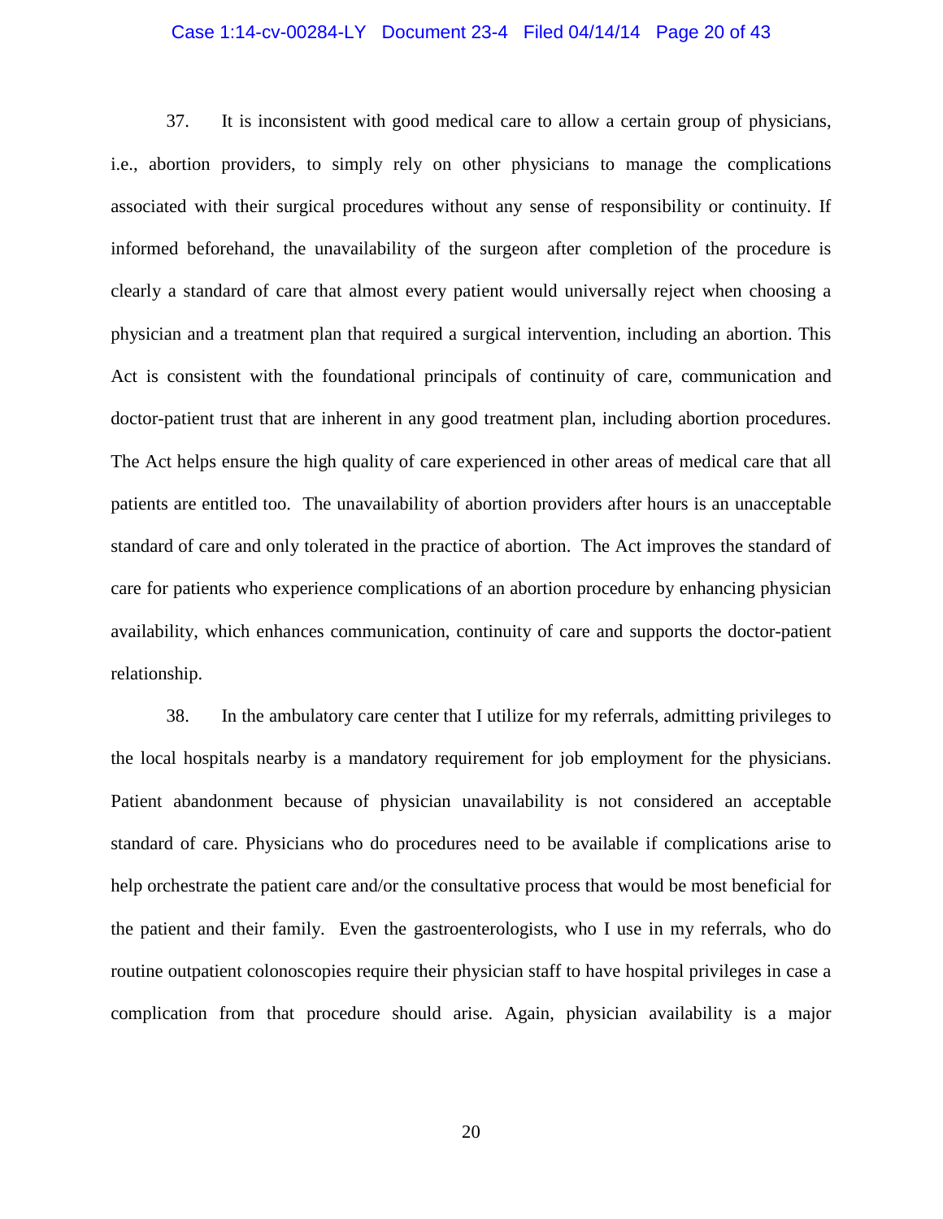37. It is inconsistent with good medical care to allow a certain group of physicians, i.e., abortion providers, to simply rely on other physicians to manage the complications associated with their surgical procedures without any sense of responsibility or continuity. If informed beforehand, the unavailability of the surgeon after completion of the procedure is clearly a standard of care that almost every patient would universally reject when choosing a physician and a treatment plan that required a surgical intervention, including an abortion. This Act is consistent with the foundational principals of continuity of care, communication and doctor-patient trust that are inherent in any good treatment plan, including abortion procedures. The Act helps ensure the high quality of care experienced in other areas of medical care that all patients are entitled too. The unavailability of abortion providers after hours is an unacceptable standard of care and only tolerated in the practice of abortion. The Act improves the standard of care for patients who experience complications of an abortion procedure by enhancing physician availability, which enhances communication, continuity of care and supports the doctor-patient relationship.

38. In the ambulatory care center that I utilize for my referrals, admitting privileges to the local hospitals nearby is a mandatory requirement for job employment for the physicians. Patient abandonment because of physician unavailability is not considered an acceptable standard of care. Physicians who do procedures need to be available if complications arise to help orchestrate the patient care and/or the consultative process that would be most beneficial for the patient and their family. Even the gastroenterologists, who I use in my referrals, who do routine outpatient colonoscopies require their physician staff to have hospital privileges in case a complication from that procedure should arise. Again, physician availability is a major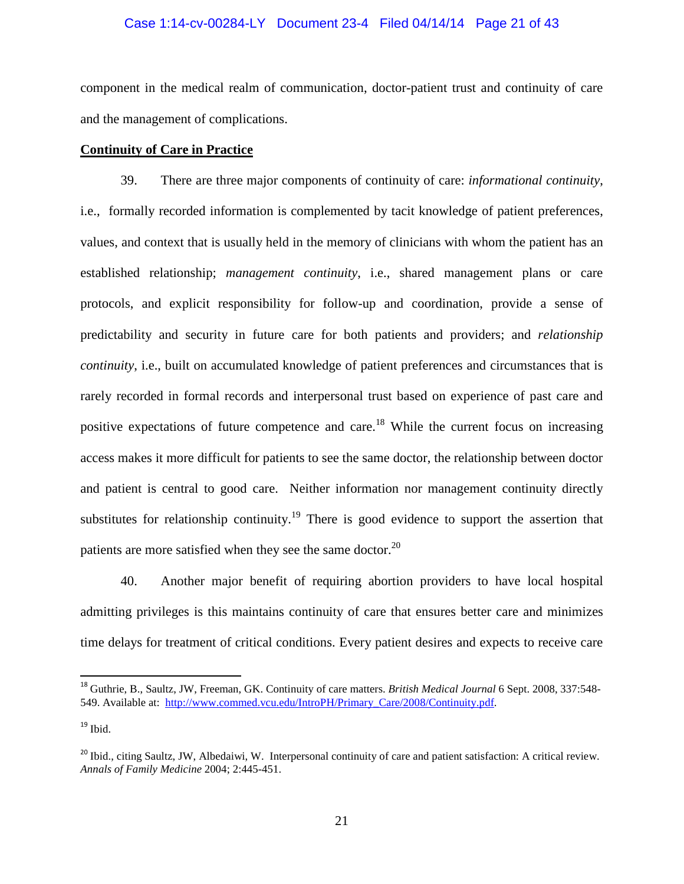component in the medical realm of communication, doctor-patient trust and continuity of care and the management of complications.

**Continuity of Care in Practice**

39. There are three major components of continuity of care: *informational continuity*, i.e., formally recorded information is complemented by tacit knowledge of patient preferences, values, and context that is usually held in the memory of clinicians with whom the patient has an established relationship; *management continuity*, i.e., shared management plans or care protocols, and explicit responsibility for follow-up and coordination, provide a sense of predictability and security in future care for both patients and providers; and *relationship continuity*, i.e., built on accumulated knowledge of patient preferences and circumstances that is rarely recorded in formal records and interpersonal trust based on experience of past care and positive expectations of future competence and care.[18] While the current focus on increasing access makes it more difficult for patients to see the same doctor, the relationship between doctor and patient is central to good care. Neither information nor management continuity directly substitutes for relationship continuity.[19] There is good evidence to support the assertion that patients are more satisfied when they see the same doctor.[20]

40. Another major benefit of requiring abortion providers to have local hospital admitting privileges is this maintains continuity of care that ensures better care and minimizes time delays for treatment of critical conditions. Every patient desires and expects to receive care

---

[18] Guthrie, B., Saultz, JW, Freeman, GK. Continuity of care matters. *British Medical Journal* 6 Sept. 2008, 337:548-549. Available at: http://www.commed.vcu.edu/IntroPH/Primary_Care/2008/Continuity.pdf.

[19] Ibid.

[20] Ibid., citing Saultz, JW, Albedaiwi, W. Interpersonal continuity of care and patient satisfaction: A critical review. *Annals of Family Medicine* 2004; 2:445-451.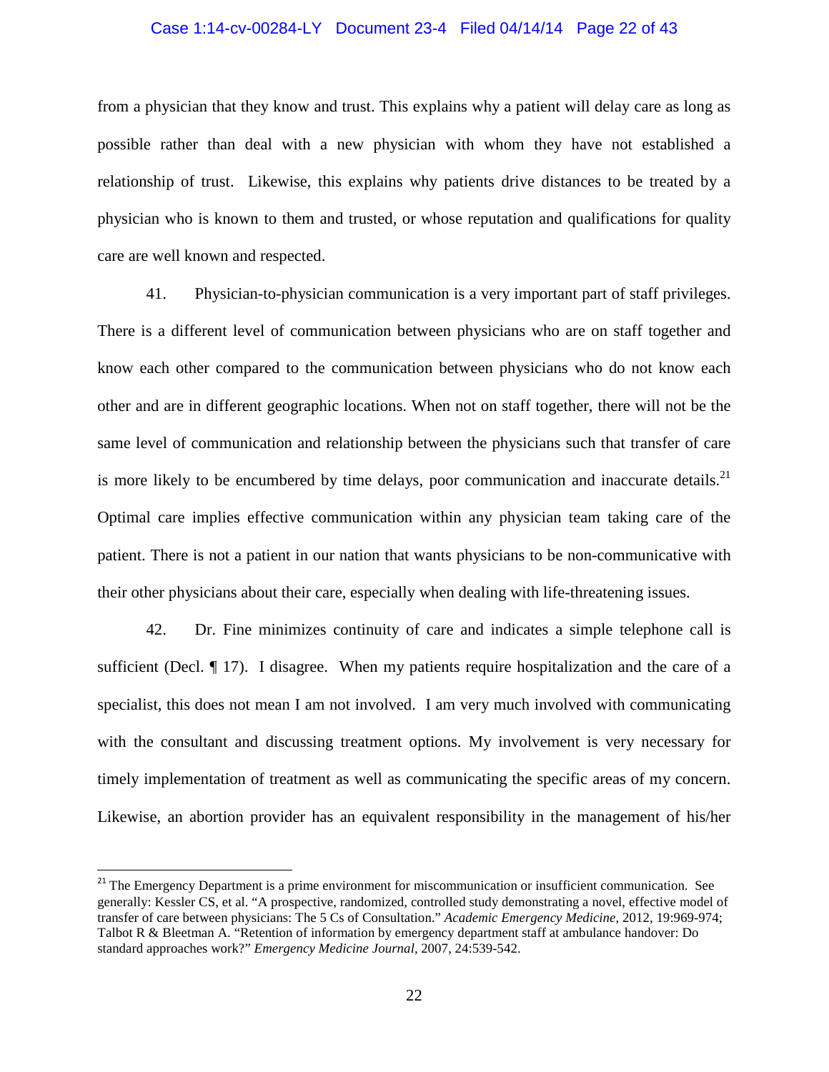from a physician that they know and trust. This explains why a patient will delay care as long as possible rather than deal with a new physician with whom they have not established a relationship of trust. Likewise, this explains why patients drive distances to be treated by a physician who is known to them and trusted, or whose reputation and qualifications for quality care are well known and respected.

41. Physician-to-physician communication is a very important part of staff privileges. There is a different level of communication between physicians who are on staff together and know each other compared to the communication between physicians who do not know each other and are in different geographic locations. When not on staff together, there will not be the same level of communication and relationship between the physicians such that transfer of care is more likely to be encumbered by time delays, poor communication and inaccurate details.[21] Optimal care implies effective communication within any physician team taking care of the patient. There is not a patient in our nation that wants physicians to be non-communicative with their other physicians about their care, especially when dealing with life-threatening issues.

42. Dr. Fine minimizes continuity of care and indicates a simple telephone call is sufficient (Decl. ¶ 17). I disagree. When my patients require hospitalization and the care of a specialist, this does not mean I am not involved. I am very much involved with communicating with the consultant and discussing treatment options. My involvement is very necessary for timely implementation of treatment as well as communicating the specific areas of my concern. Likewise, an abortion provider has an equivalent responsibility in the management of his/her

---

[21] The Emergency Department is a prime environment for miscommunication or insufficient communication. See generally: Kessler CS, et al. "A prospective, randomized, controlled study demonstrating a novel, effective model of transfer of care between physicians: The 5 Cs of Consultation." *Academic Emergency Medicine*, 2012, 19:969-974; Talbot R & Bleetman A. "Retention of information by emergency department staff at ambulance handover: Do standard approaches work?" *Emergency Medicine Journal*, 2007, 24:539-542.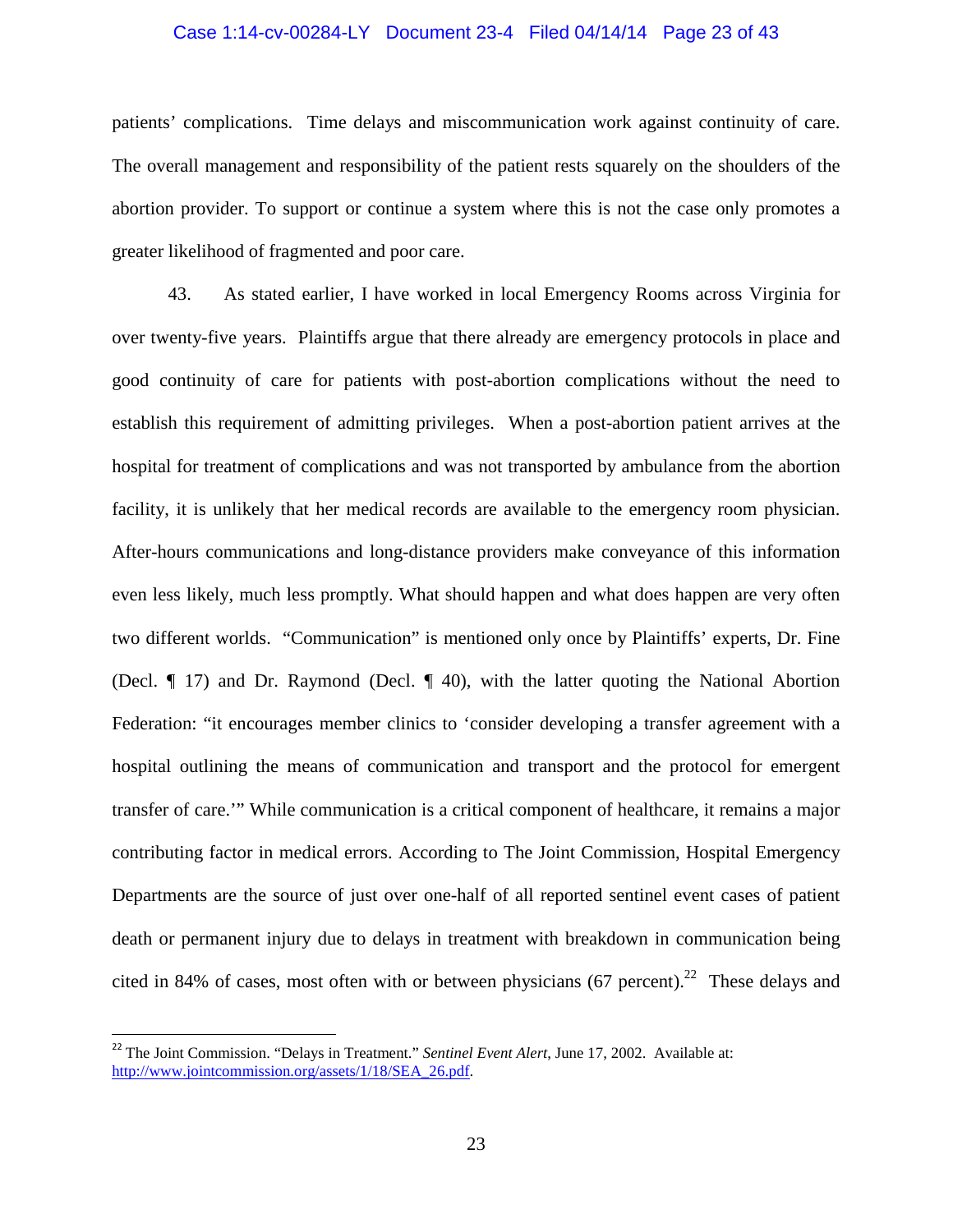patients' complications. Time delays and miscommunication work against continuity of care. The overall management and responsibility of the patient rests squarely on the shoulders of the abortion provider. To support or continue a system where this is not the case only promotes a greater likelihood of fragmented and poor care.

43. As stated earlier, I have worked in local Emergency Rooms across Virginia for over twenty-five years. Plaintiffs argue that there already are emergency protocols in place and good continuity of care for patients with post-abortion complications without the need to establish this requirement of admitting privileges. When a post-abortion patient arrives at the hospital for treatment of complications and was not transported by ambulance from the abortion facility, it is unlikely that her medical records are available to the emergency room physician. After-hours communications and long-distance providers make conveyance of this information even less likely, much less promptly. What should happen and what does happen are very often two different worlds. "Communication" is mentioned only once by Plaintiffs' experts, Dr. Fine (Decl. ¶ 17) and Dr. Raymond (Decl. ¶ 40), with the latter quoting the National Abortion Federation: "it encourages member clinics to 'consider developing a transfer agreement with a hospital outlining the means of communication and transport and the protocol for emergent transfer of care.'" While communication is a critical component of healthcare, it remains a major contributing factor in medical errors. According to The Joint Commission, Hospital Emergency Departments are the source of just over one-half of all reported sentinel event cases of patient death or permanent injury due to delays in treatment with breakdown in communication being cited in 84% of cases, most often with or between physicians (67 percent).[22] These delays and

[22] The Joint Commission. "Delays in Treatment." *Sentinel Event Alert*, June 17, 2002. Available at: http://www.jointcommission.org/assets/1/18/SEA_26.pdf.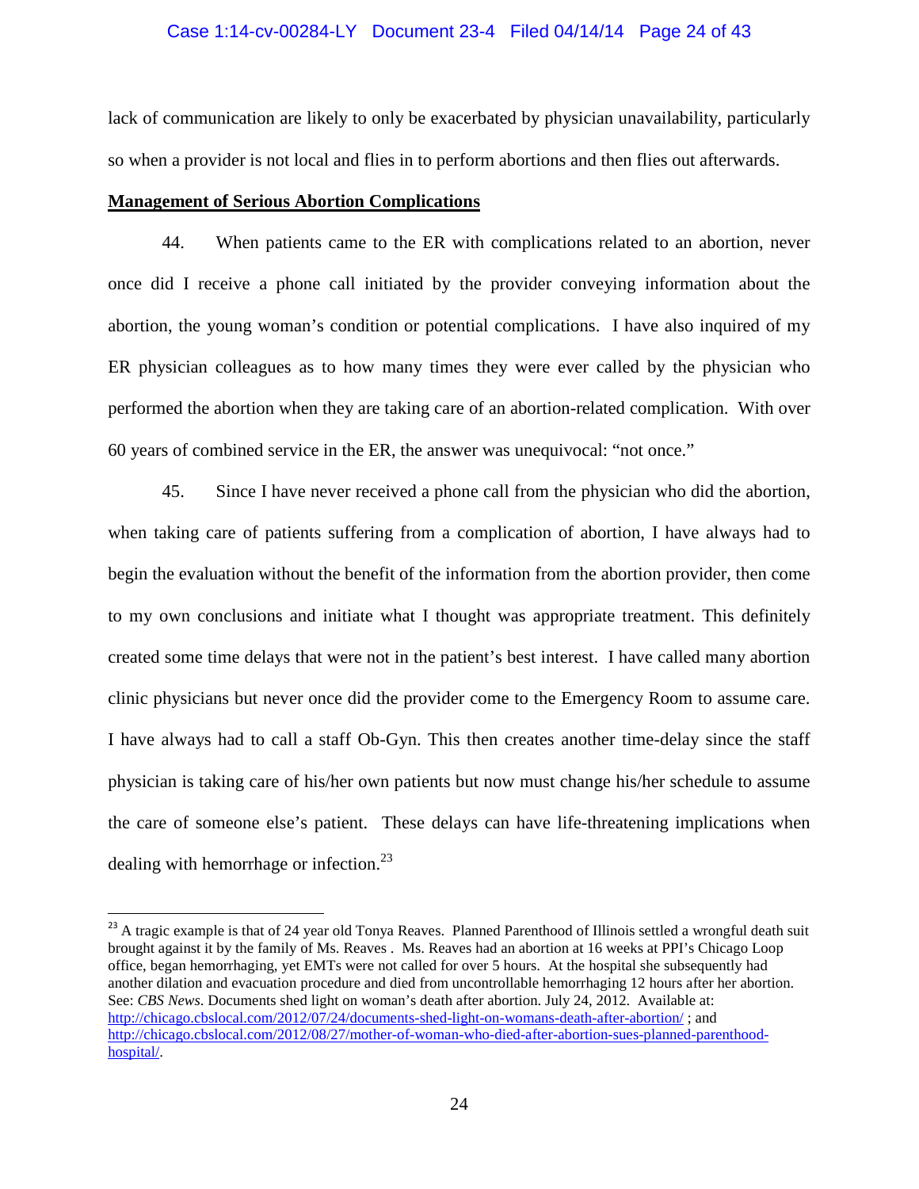lack of communication are likely to only be exacerbated by physician unavailability, particularly so when a provider is not local and flies in to perform abortions and then flies out afterwards.

**Management of Serious Abortion Complications**

44. When patients came to the ER with complications related to an abortion, never once did I receive a phone call initiated by the provider conveying information about the abortion, the young woman's condition or potential complications. I have also inquired of my ER physician colleagues as to how many times they were ever called by the physician who performed the abortion when they are taking care of an abortion-related complication. With over 60 years of combined service in the ER, the answer was unequivocal: "not once."

45. Since I have never received a phone call from the physician who did the abortion, when taking care of patients suffering from a complication of abortion, I have always had to begin the evaluation without the benefit of the information from the abortion provider, then come to my own conclusions and initiate what I thought was appropriate treatment. This definitely created some time delays that were not in the patient's best interest. I have called many abortion clinic physicians but never once did the provider come to the Emergency Room to assume care. I have always had to call a staff Ob-Gyn. This then creates another time-delay since the staff physician is taking care of his/her own patients but now must change his/her schedule to assume the care of someone else's patient. These delays can have life-threatening implications when dealing with hemorrhage or infection.[23]

---

[23] A tragic example is that of 24 year old Tonya Reaves. Planned Parenthood of Illinois settled a wrongful death suit brought against it by the family of Ms. Reaves . Ms. Reaves had an abortion at 16 weeks at PPI's Chicago Loop office, began hemorrhaging, yet EMTs were not called for over 5 hours. At the hospital she subsequently had another dilation and evacuation procedure and died from uncontrollable hemorrhaging 12 hours after her abortion. See: *CBS News*. Documents shed light on woman's death after abortion. July 24, 2012. Available at: http://chicago.cbslocal.com/2012/07/24/documents-shed-light-on-womans-death-after-abortion/ ; and http://chicago.cbslocal.com/2012/08/27/mother-of-woman-who-died-after-abortion-sues-planned-parenthood-hospital/.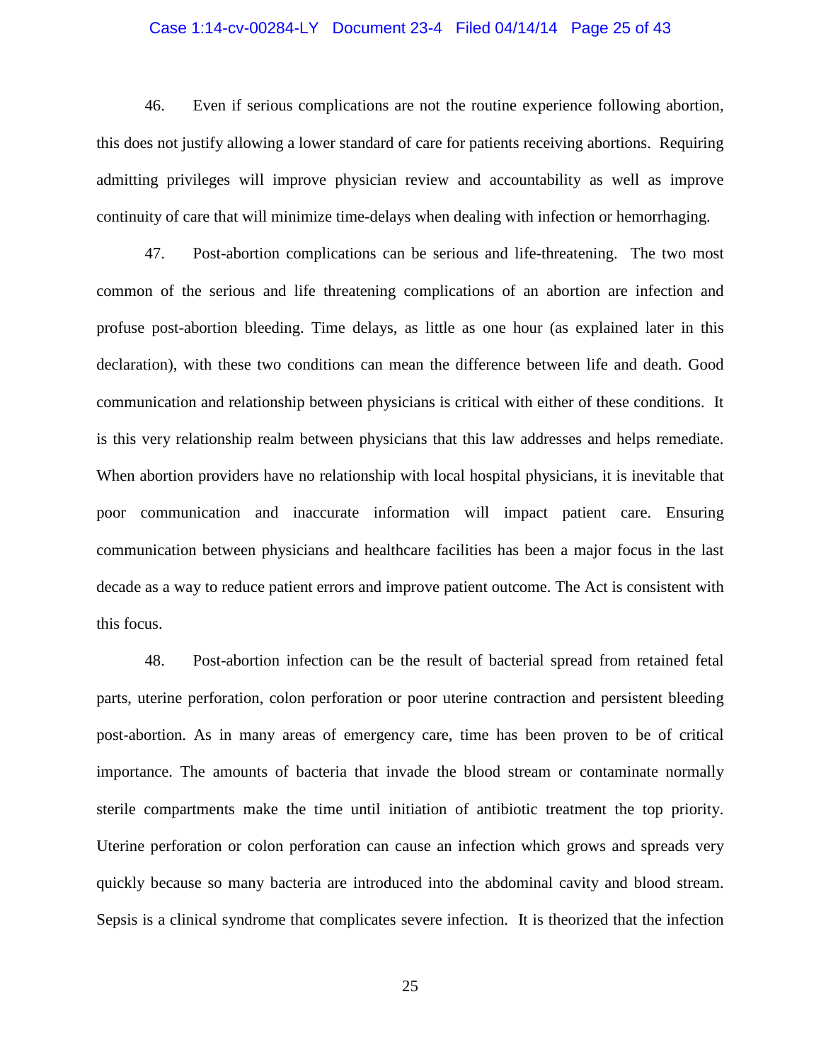46. Even if serious complications are not the routine experience following abortion, this does not justify allowing a lower standard of care for patients receiving abortions. Requiring admitting privileges will improve physician review and accountability as well as improve continuity of care that will minimize time-delays when dealing with infection or hemorrhaging.

47. Post-abortion complications can be serious and life-threatening. The two most common of the serious and life threatening complications of an abortion are infection and profuse post-abortion bleeding. Time delays, as little as one hour (as explained later in this declaration), with these two conditions can mean the difference between life and death. Good communication and relationship between physicians is critical with either of these conditions. It is this very relationship realm between physicians that this law addresses and helps remediate. When abortion providers have no relationship with local hospital physicians, it is inevitable that poor communication and inaccurate information will impact patient care. Ensuring communication between physicians and healthcare facilities has been a major focus in the last decade as a way to reduce patient errors and improve patient outcome. The Act is consistent with this focus.

48. Post-abortion infection can be the result of bacterial spread from retained fetal parts, uterine perforation, colon perforation or poor uterine contraction and persistent bleeding post-abortion. As in many areas of emergency care, time has been proven to be of critical importance. The amounts of bacteria that invade the blood stream or contaminate normally sterile compartments make the time until initiation of antibiotic treatment the top priority. Uterine perforation or colon perforation can cause an infection which grows and spreads very quickly because so many bacteria are introduced into the abdominal cavity and blood stream. Sepsis is a clinical syndrome that complicates severe infection. It is theorized that the infection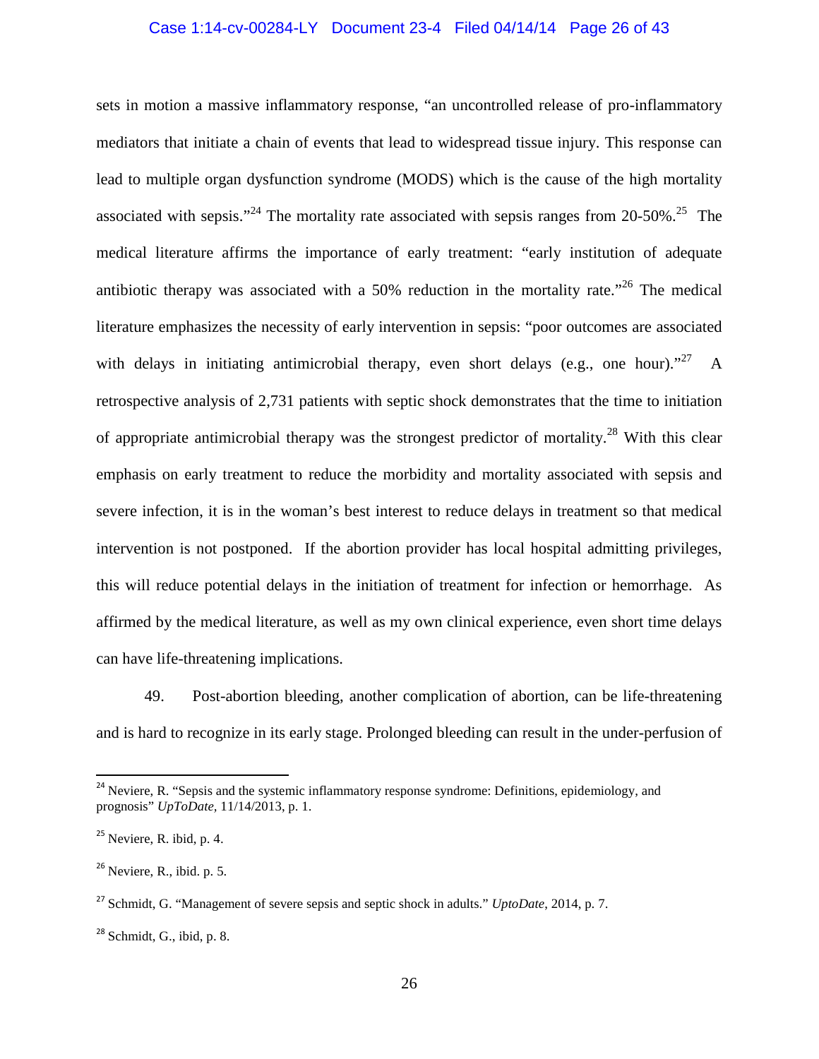sets in motion a massive inflammatory response, "an uncontrolled release of pro-inflammatory mediators that initiate a chain of events that lead to widespread tissue injury. This response can lead to multiple organ dysfunction syndrome (MODS) which is the cause of the high mortality associated with sepsis."[24] The mortality rate associated with sepsis ranges from 20-50%.[25] The medical literature affirms the importance of early treatment: "early institution of adequate antibiotic therapy was associated with a 50% reduction in the mortality rate."[26] The medical literature emphasizes the necessity of early intervention in sepsis: "poor outcomes are associated with delays in initiating antimicrobial therapy, even short delays (e.g., one hour)."[27] A retrospective analysis of 2,731 patients with septic shock demonstrates that the time to initiation of appropriate antimicrobial therapy was the strongest predictor of mortality.[28] With this clear emphasis on early treatment to reduce the morbidity and mortality associated with sepsis and severe infection, it is in the woman's best interest to reduce delays in treatment so that medical intervention is not postponed. If the abortion provider has local hospital admitting privileges, this will reduce potential delays in the initiation of treatment for infection or hemorrhage. As affirmed by the medical literature, as well as my own clinical experience, even short time delays can have life-threatening implications.

49. Post-abortion bleeding, another complication of abortion, can be life-threatening and is hard to recognize in its early stage. Prolonged bleeding can result in the under-perfusion of

---

[24] Neviere, R. "Sepsis and the systemic inflammatory response syndrome: Definitions, epidemiology, and prognosis" *UpToDate*, 11/14/2013, p. 1.

[25] Neviere, R. ibid, p. 4.

[26] Neviere, R., ibid. p. 5.

[27] Schmidt, G. "Management of severe sepsis and septic shock in adults." *UptoDate*, 2014, p. 7.

[28] Schmidt, G., ibid, p. 8.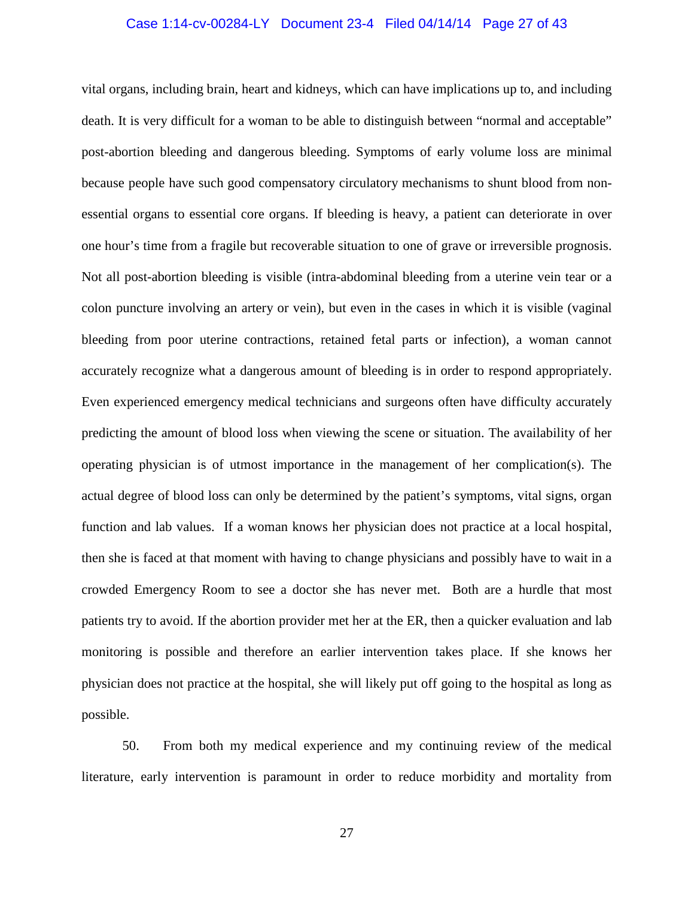vital organs, including brain, heart and kidneys, which can have implications up to, and including death. It is very difficult for a woman to be able to distinguish between "normal and acceptable" post-abortion bleeding and dangerous bleeding. Symptoms of early volume loss are minimal because people have such good compensatory circulatory mechanisms to shunt blood from non-essential organs to essential core organs. If bleeding is heavy, a patient can deteriorate in over one hour's time from a fragile but recoverable situation to one of grave or irreversible prognosis. Not all post-abortion bleeding is visible (intra-abdominal bleeding from a uterine vein tear or a colon puncture involving an artery or vein), but even in the cases in which it is visible (vaginal bleeding from poor uterine contractions, retained fetal parts or infection), a woman cannot accurately recognize what a dangerous amount of bleeding is in order to respond appropriately. Even experienced emergency medical technicians and surgeons often have difficulty accurately predicting the amount of blood loss when viewing the scene or situation. The availability of her operating physician is of utmost importance in the management of her complication(s). The actual degree of blood loss can only be determined by the patient's symptoms, vital signs, organ function and lab values. If a woman knows her physician does not practice at a local hospital, then she is faced at that moment with having to change physicians and possibly have to wait in a crowded Emergency Room to see a doctor she has never met. Both are a hurdle that most patients try to avoid. If the abortion provider met her at the ER, then a quicker evaluation and lab monitoring is possible and therefore an earlier intervention takes place. If she knows her physician does not practice at the hospital, she will likely put off going to the hospital as long as possible.

50. From both my medical experience and my continuing review of the medical literature, early intervention is paramount in order to reduce morbidity and mortality from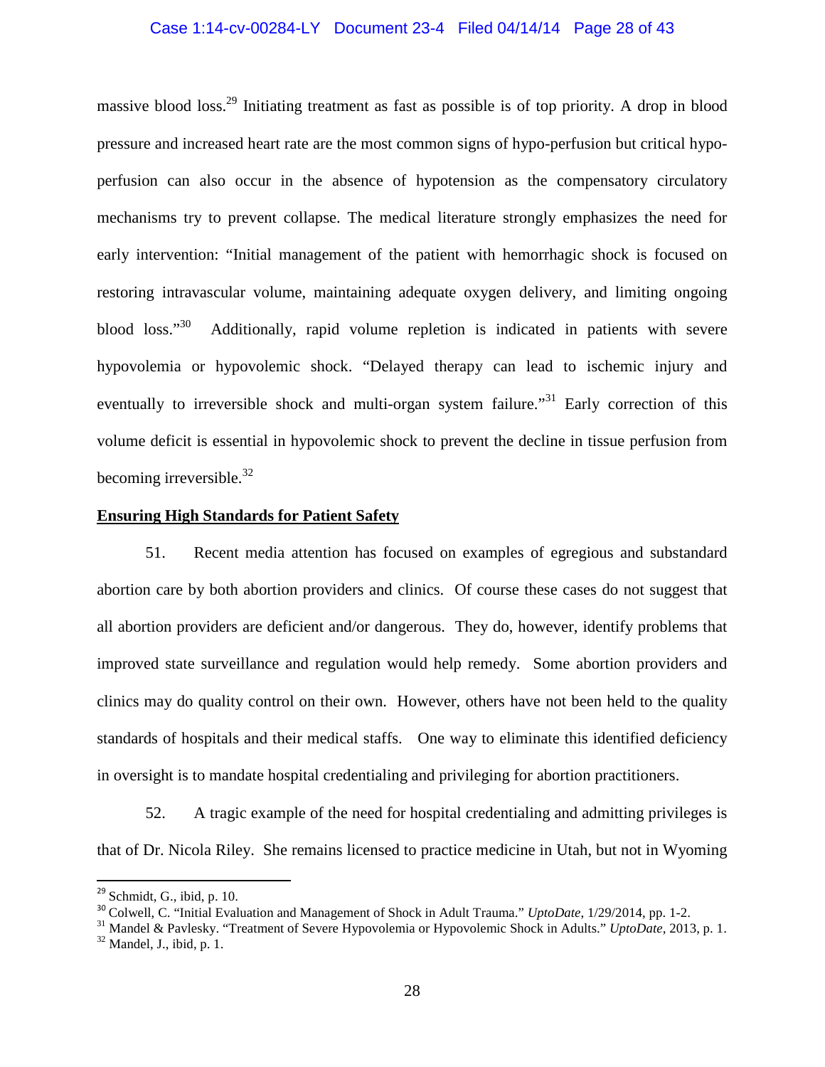massive blood loss.[29] Initiating treatment as fast as possible is of top priority. A drop in blood pressure and increased heart rate are the most common signs of hypo-perfusion but critical hypo-perfusion can also occur in the absence of hypotension as the compensatory circulatory mechanisms try to prevent collapse. The medical literature strongly emphasizes the need for early intervention: "Initial management of the patient with hemorrhagic shock is focused on restoring intravascular volume, maintaining adequate oxygen delivery, and limiting ongoing blood loss."[30] Additionally, rapid volume repletion is indicated in patients with severe hypovolemia or hypovolemic shock. "Delayed therapy can lead to ischemic injury and eventually to irreversible shock and multi-organ system failure."[31] Early correction of this volume deficit is essential in hypovolemic shock to prevent the decline in tissue perfusion from becoming irreversible.[32]

**<u>Ensuring High Standards for Patient Safety</u>**

51. Recent media attention has focused on examples of egregious and substandard abortion care by both abortion providers and clinics. Of course these cases do not suggest that all abortion providers are deficient and/or dangerous. They do, however, identify problems that improved state surveillance and regulation would help remedy. Some abortion providers and clinics may do quality control on their own. However, others have not been held to the quality standards of hospitals and their medical staffs. One way to eliminate this identified deficiency in oversight is to mandate hospital credentialing and privileging for abortion practitioners.

52. A tragic example of the need for hospital credentialing and admitting privileges is that of Dr. Nicola Riley. She remains licensed to practice medicine in Utah, but not in Wyoming

---

[29] Schmidt, G., ibid, p. 10.

[30] Colwell, C. "Initial Evaluation and Management of Shock in Adult Trauma." *UptoDate*, 1/29/2014, pp. 1-2.

[31] Mandel & Pavlesky. "Treatment of Severe Hypovolemia or Hypovolemic Shock in Adults." *UptoDate*, 2013, p. 1.

[32] Mandel, J., ibid, p. 1.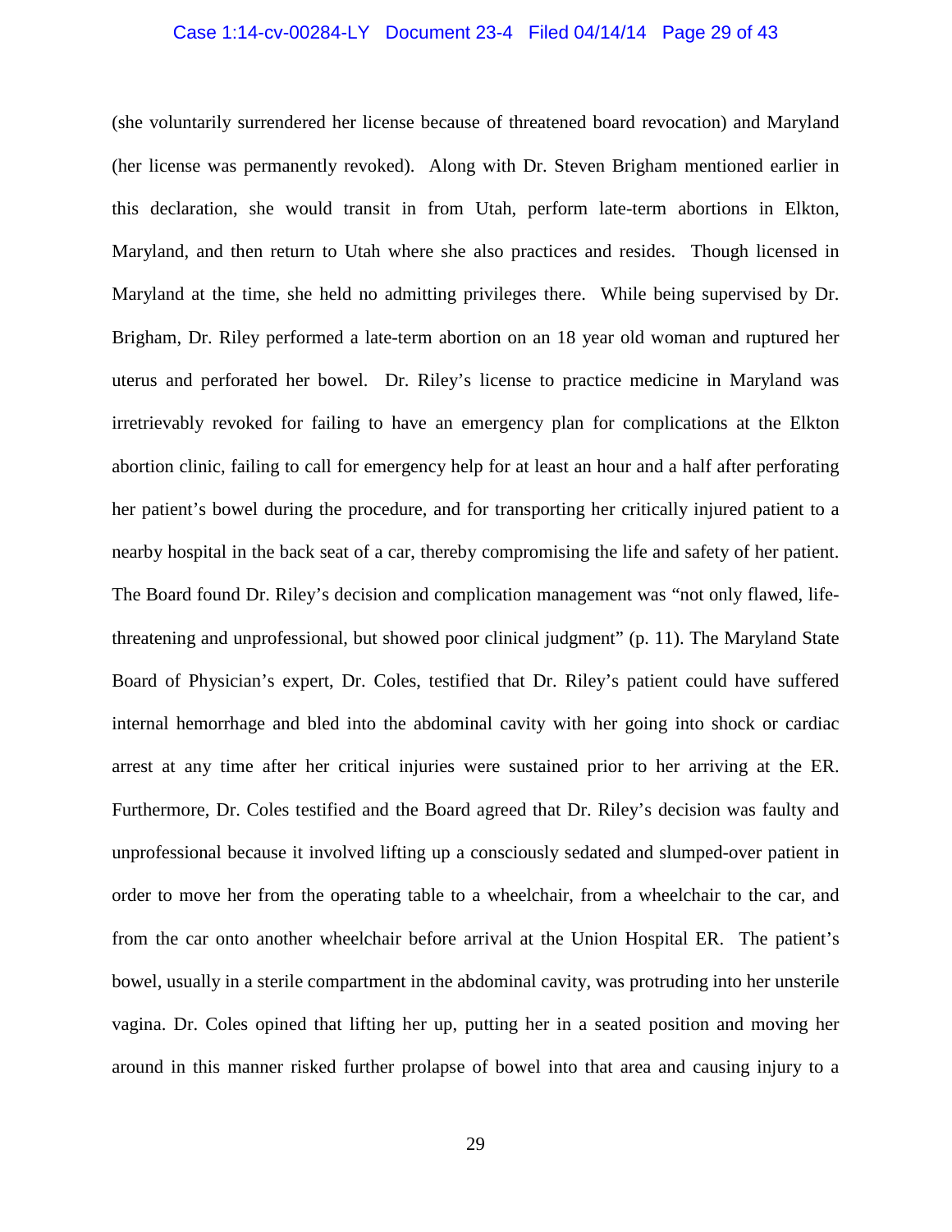(she voluntarily surrendered her license because of threatened board revocation) and Maryland (her license was permanently revoked). Along with Dr. Steven Brigham mentioned earlier in this declaration, she would transit in from Utah, perform late-term abortions in Elkton, Maryland, and then return to Utah where she also practices and resides. Though licensed in Maryland at the time, she held no admitting privileges there. While being supervised by Dr. Brigham, Dr. Riley performed a late-term abortion on an 18 year old woman and ruptured her uterus and perforated her bowel. Dr. Riley's license to practice medicine in Maryland was irretrievably revoked for failing to have an emergency plan for complications at the Elkton abortion clinic, failing to call for emergency help for at least an hour and a half after perforating her patient's bowel during the procedure, and for transporting her critically injured patient to a nearby hospital in the back seat of a car, thereby compromising the life and safety of her patient. The Board found Dr. Riley's decision and complication management was "not only flawed, life-threatening and unprofessional, but showed poor clinical judgment" (p. 11). The Maryland State Board of Physician's expert, Dr. Coles, testified that Dr. Riley's patient could have suffered internal hemorrhage and bled into the abdominal cavity with her going into shock or cardiac arrest at any time after her critical injuries were sustained prior to her arriving at the ER. Furthermore, Dr. Coles testified and the Board agreed that Dr. Riley's decision was faulty and unprofessional because it involved lifting up a consciously sedated and slumped-over patient in order to move her from the operating table to a wheelchair, from a wheelchair to the car, and from the car onto another wheelchair before arrival at the Union Hospital ER. The patient's bowel, usually in a sterile compartment in the abdominal cavity, was protruding into her unsterile vagina. Dr. Coles opined that lifting her up, putting her in a seated position and moving her around in this manner risked further prolapse of bowel into that area and causing injury to a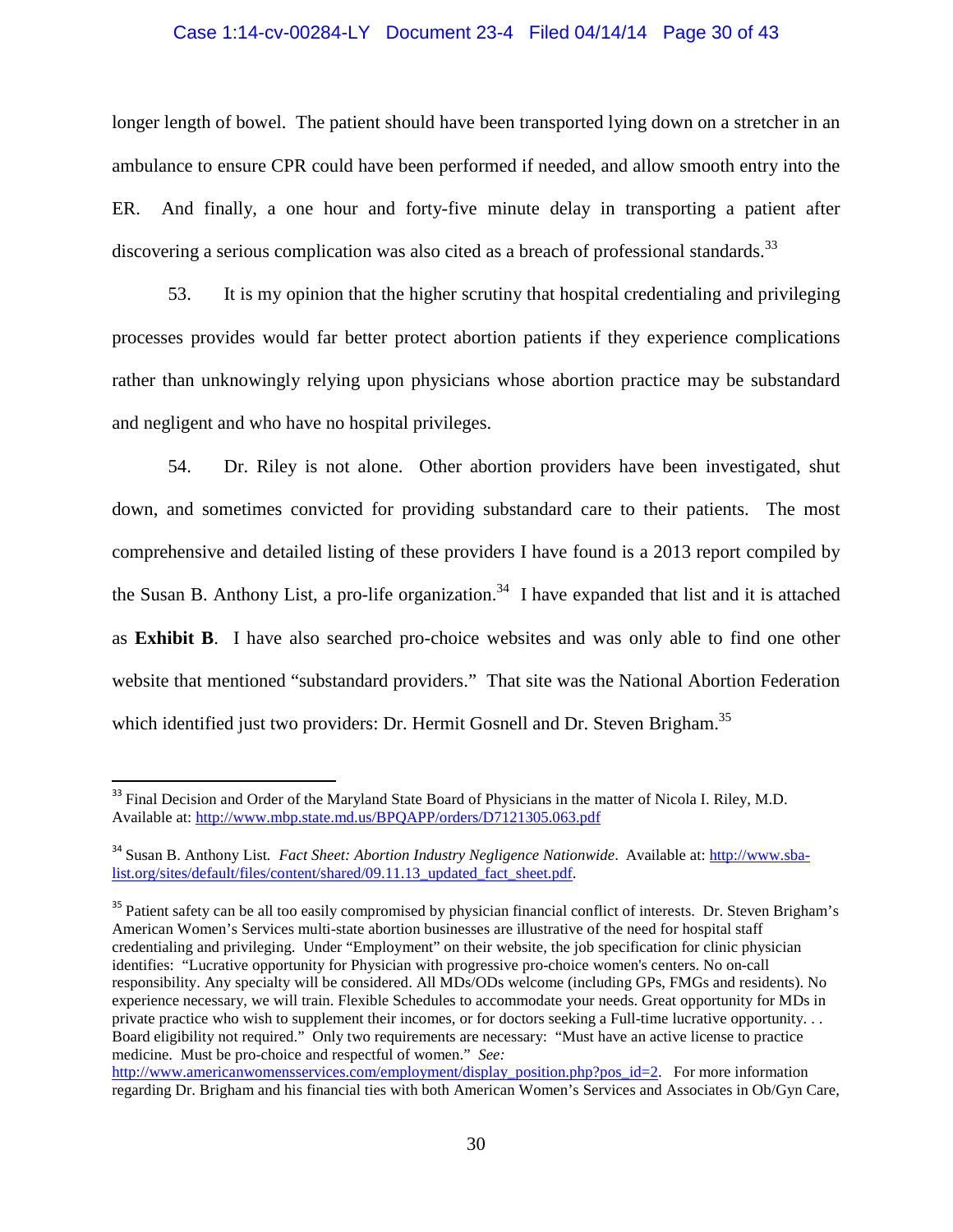longer length of bowel. The patient should have been transported lying down on a stretcher in an ambulance to ensure CPR could have been performed if needed, and allow smooth entry into the ER. And finally, a one hour and forty-five minute delay in transporting a patient after discovering a serious complication was also cited as a breach of professional standards.[33]

53. It is my opinion that the higher scrutiny that hospital credentialing and privileging processes provides would far better protect abortion patients if they experience complications rather than unknowingly relying upon physicians whose abortion practice may be substandard and negligent and who have no hospital privileges.

54. Dr. Riley is not alone. Other abortion providers have been investigated, shut down, and sometimes convicted for providing substandard care to their patients. The most comprehensive and detailed listing of these providers I have found is a 2013 report compiled by the Susan B. Anthony List, a pro-life organization.[34] I have expanded that list and it is attached as **Exhibit B**. I have also searched pro-choice websites and was only able to find one other website that mentioned "substandard providers." That site was the National Abortion Federation which identified just two providers: Dr. Hermit Gosnell and Dr. Steven Brigham.[35]

---

[33] Final Decision and Order of the Maryland State Board of Physicians in the matter of Nicola I. Riley, M.D. Available at: http://www.mbp.state.md.us/BPQAPP/orders/D7121305.063.pdf

[34] Susan B. Anthony List. *Fact Sheet: Abortion Industry Negligence Nationwide*. Available at: http://www.sba-list.org/sites/default/files/content/shared/09.11.13_updated_fact_sheet.pdf.

[35] Patient safety can be all too easily compromised by physician financial conflict of interests. Dr. Steven Brigham's American Women's Services multi-state abortion businesses are illustrative of the need for hospital staff credentialing and privileging. Under "Employment" on their website, the job specification for clinic physician identifies: "Lucrative opportunity for Physician with progressive pro-choice women's centers. No on-call responsibility. Any specialty will be considered. All MDs/ODs welcome (including GPs, FMGs and residents). No experience necessary, we will train. Flexible Schedules to accommodate your needs. Great opportunity for MDs in private practice who wish to supplement their incomes, or for doctors seeking a Full-time lucrative opportunity. . . Board eligibility not required." Only two requirements are necessary: "Must have an active license to practice medicine. Must be pro-choice and respectful of women." *See:* http://www.americanwomensservices.com/employment/display_position.php?pos_id=2. For more information regarding Dr. Brigham and his financial ties with both American Women's Services and Associates in Ob/Gyn Care,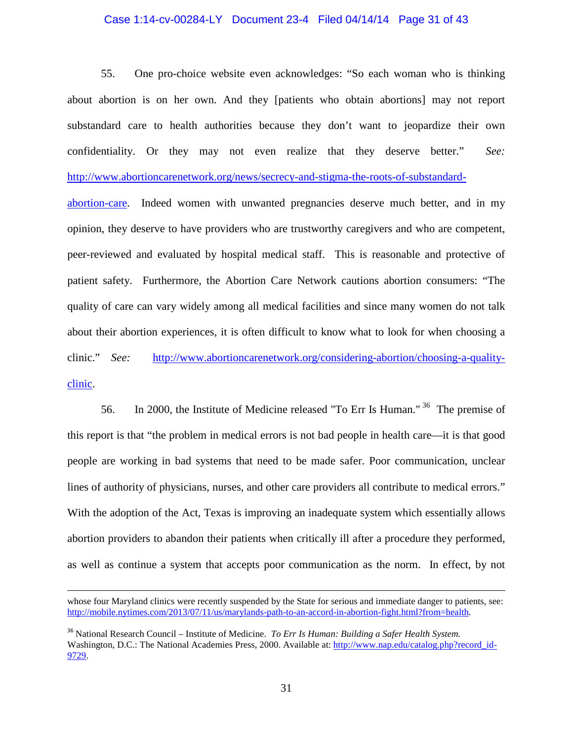55. One pro-choice website even acknowledges: "So each woman who is thinking about abortion is on her own. And they [patients who obtain abortions] may not report substandard care to health authorities because they don't want to jeopardize their own confidentiality. Or they may not even realize that they deserve better." *See:* http://www.abortioncarenetwork.org/news/secrecy-and-stigma-the-roots-of-substandard-abortion-care. Indeed women with unwanted pregnancies deserve much better, and in my opinion, they deserve to have providers who are trustworthy caregivers and who are competent, peer-reviewed and evaluated by hospital medical staff. This is reasonable and protective of patient safety. Furthermore, the Abortion Care Network cautions abortion consumers: "The quality of care can vary widely among all medical facilities and since many women do not talk about their abortion experiences, it is often difficult to know what to look for when choosing a clinic." *See:* http://www.abortioncarenetwork.org/considering-abortion/choosing-a-quality-clinic.

56. In 2000, the Institute of Medicine released "To Err Is Human."[36] The premise of this report is that "the problem in medical errors is not bad people in health care—it is that good people are working in bad systems that need to be made safer. Poor communication, unclear lines of authority of physicians, nurses, and other care providers all contribute to medical errors." With the adoption of the Act, Texas is improving an inadequate system which essentially allows abortion providers to abandon their patients when critically ill after a procedure they performed, as well as continue a system that accepts poor communication as the norm. In effect, by not

---

whose four Maryland clinics were recently suspended by the State for serious and immediate danger to patients, see: http://mobile.nytimes.com/2013/07/11/us/marylands-path-to-an-accord-in-abortion-fight.html?from=health.

[36] National Research Council – Institute of Medicine. *To Err Is Human: Building a Safer Health System.* Washington, D.C.: The National Academies Press, 2000. Available at: http://www.nap.edu/catalog.php?record_id=9729.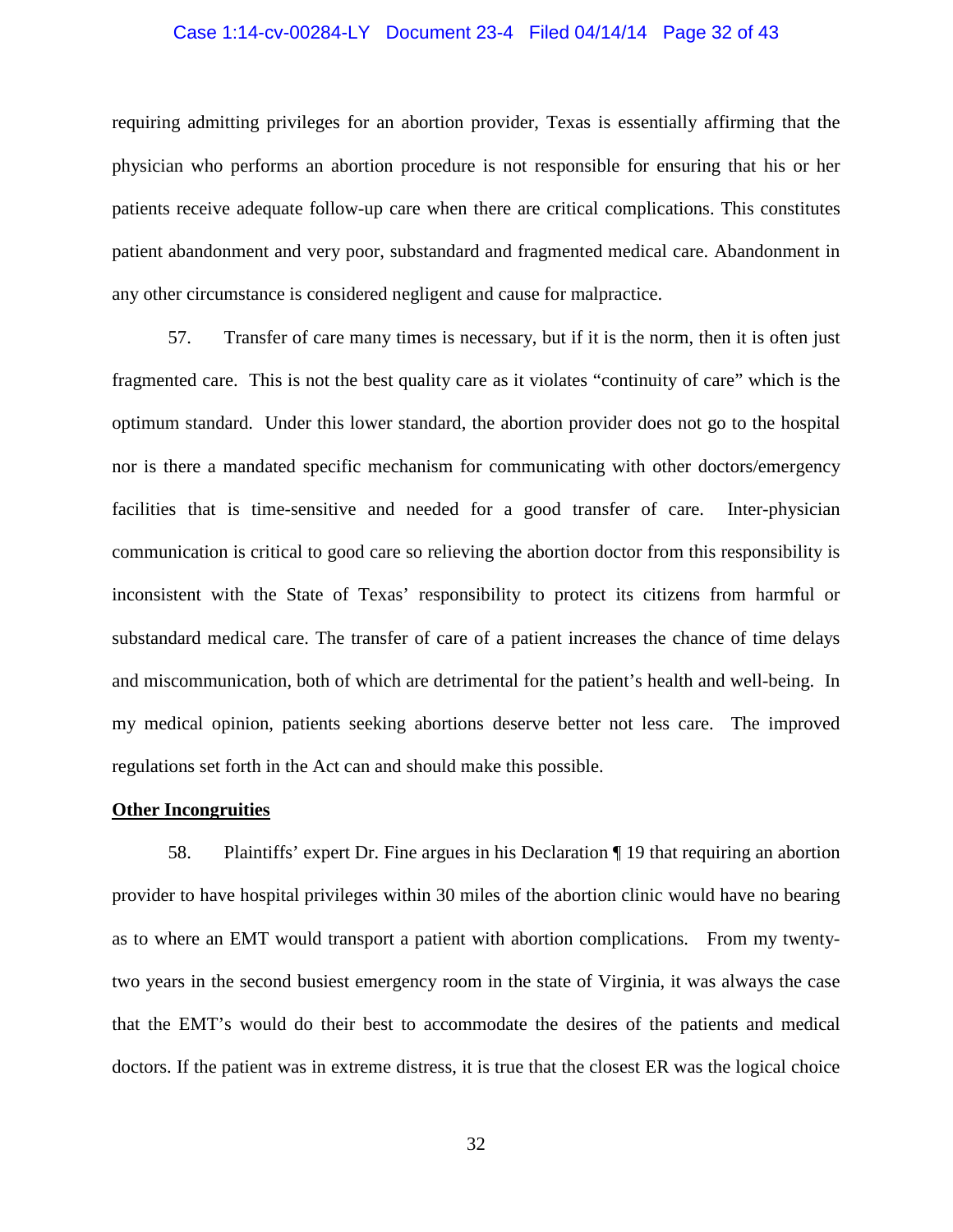requiring admitting privileges for an abortion provider, Texas is essentially affirming that the physician who performs an abortion procedure is not responsible for ensuring that his or her patients receive adequate follow-up care when there are critical complications. This constitutes patient abandonment and very poor, substandard and fragmented medical care. Abandonment in any other circumstance is considered negligent and cause for malpractice.

57. Transfer of care many times is necessary, but if it is the norm, then it is often just fragmented care. This is not the best quality care as it violates "continuity of care" which is the optimum standard. Under this lower standard, the abortion provider does not go to the hospital nor is there a mandated specific mechanism for communicating with other doctors/emergency facilities that is time-sensitive and needed for a good transfer of care. Inter-physician communication is critical to good care so relieving the abortion doctor from this responsibility is inconsistent with the State of Texas' responsibility to protect its citizens from harmful or substandard medical care. The transfer of care of a patient increases the chance of time delays and miscommunication, both of which are detrimental for the patient's health and well-being. In my medical opinion, patients seeking abortions deserve better not less care. The improved regulations set forth in the Act can and should make this possible.

**Other Incongruities**

58. Plaintiffs' expert Dr. Fine argues in his Declaration ¶ 19 that requiring an abortion provider to have hospital privileges within 30 miles of the abortion clinic would have no bearing as to where an EMT would transport a patient with abortion complications. From my twenty-two years in the second busiest emergency room in the state of Virginia, it was always the case that the EMT's would do their best to accommodate the desires of the patients and medical doctors. If the patient was in extreme distress, it is true that the closest ER was the logical choice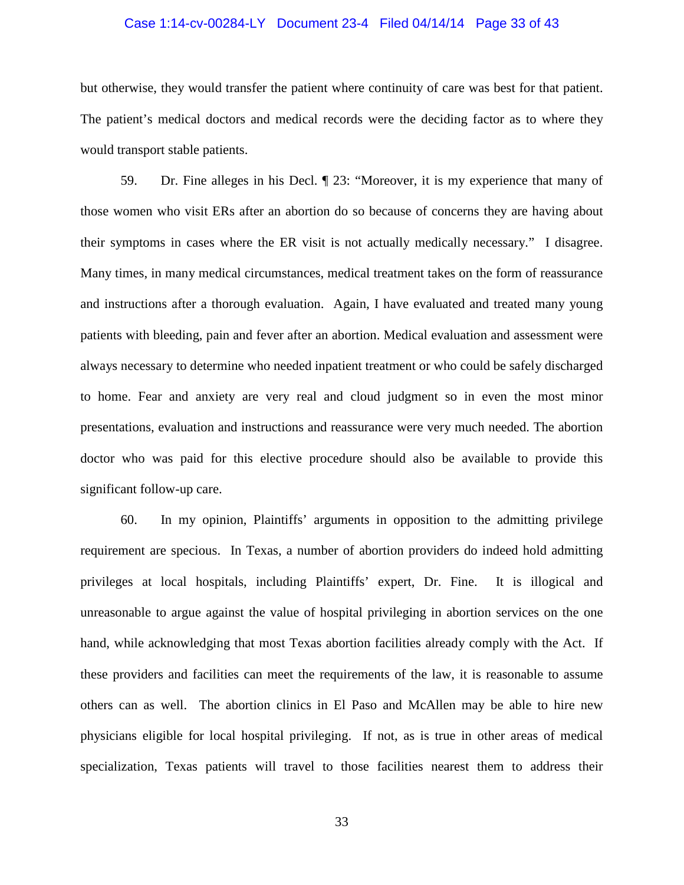but otherwise, they would transfer the patient where continuity of care was best for that patient. The patient's medical doctors and medical records were the deciding factor as to where they would transport stable patients.

59. Dr. Fine alleges in his Decl. ¶ 23: "Moreover, it is my experience that many of those women who visit ERs after an abortion do so because of concerns they are having about their symptoms in cases where the ER visit is not actually medically necessary." I disagree. Many times, in many medical circumstances, medical treatment takes on the form of reassurance and instructions after a thorough evaluation. Again, I have evaluated and treated many young patients with bleeding, pain and fever after an abortion. Medical evaluation and assessment were always necessary to determine who needed inpatient treatment or who could be safely discharged to home. Fear and anxiety are very real and cloud judgment so in even the most minor presentations, evaluation and instructions and reassurance were very much needed. The abortion doctor who was paid for this elective procedure should also be available to provide this significant follow-up care.

60. In my opinion, Plaintiffs' arguments in opposition to the admitting privilege requirement are specious. In Texas, a number of abortion providers do indeed hold admitting privileges at local hospitals, including Plaintiffs' expert, Dr. Fine. It is illogical and unreasonable to argue against the value of hospital privileging in abortion services on the one hand, while acknowledging that most Texas abortion facilities already comply with the Act. If these providers and facilities can meet the requirements of the law, it is reasonable to assume others can as well. The abortion clinics in El Paso and McAllen may be able to hire new physicians eligible for local hospital privileging. If not, as is true in other areas of medical specialization, Texas patients will travel to those facilities nearest them to address their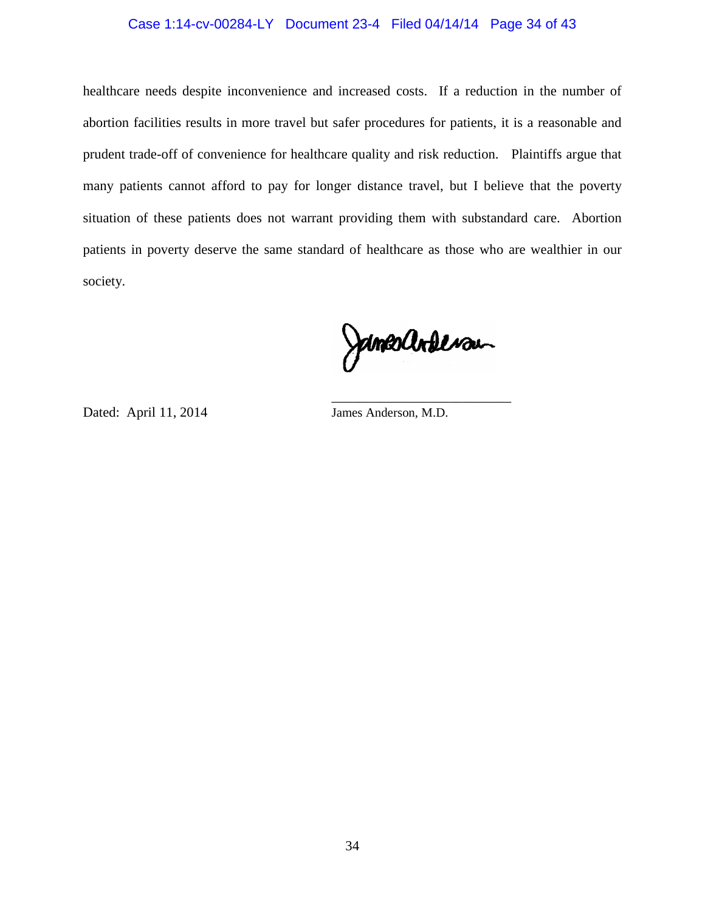healthcare needs despite inconvenience and increased costs. If a reduction in the number of abortion facilities results in more travel but safer procedures for patients, it is a reasonable and prudent trade-off of convenience for healthcare quality and risk reduction. Plaintiffs argue that many patients cannot afford to pay for longer distance travel, but I believe that the poverty situation of these patients does not warrant providing them with substandard care. Abortion patients in poverty deserve the same standard of healthcare as those who are wealthier in our society.

Dated: April 11, 2014

James Anderson, M.D.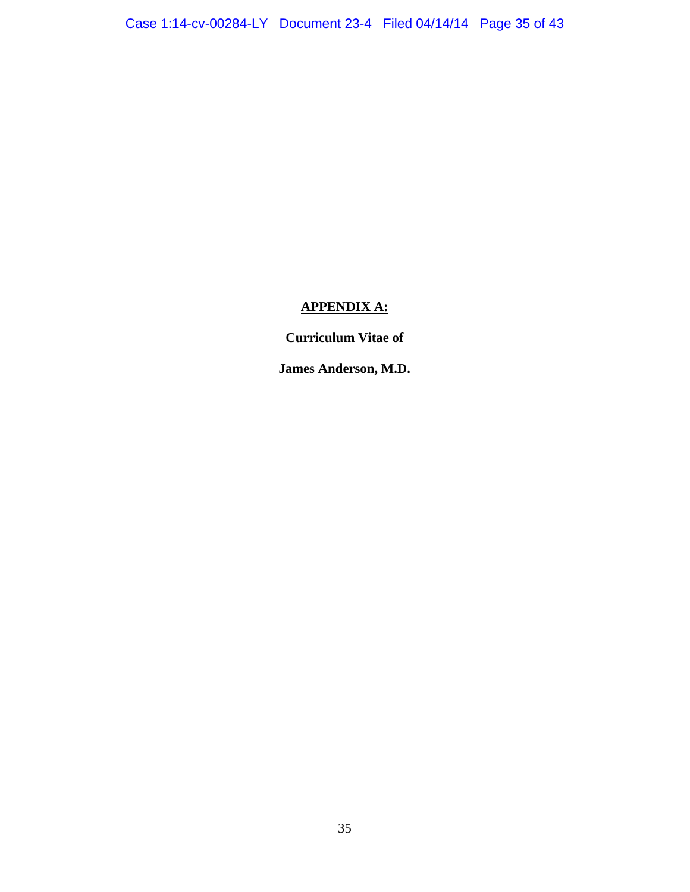## APPENDIX A:

**Curriculum Vitae of**

**James Anderson, M.D.**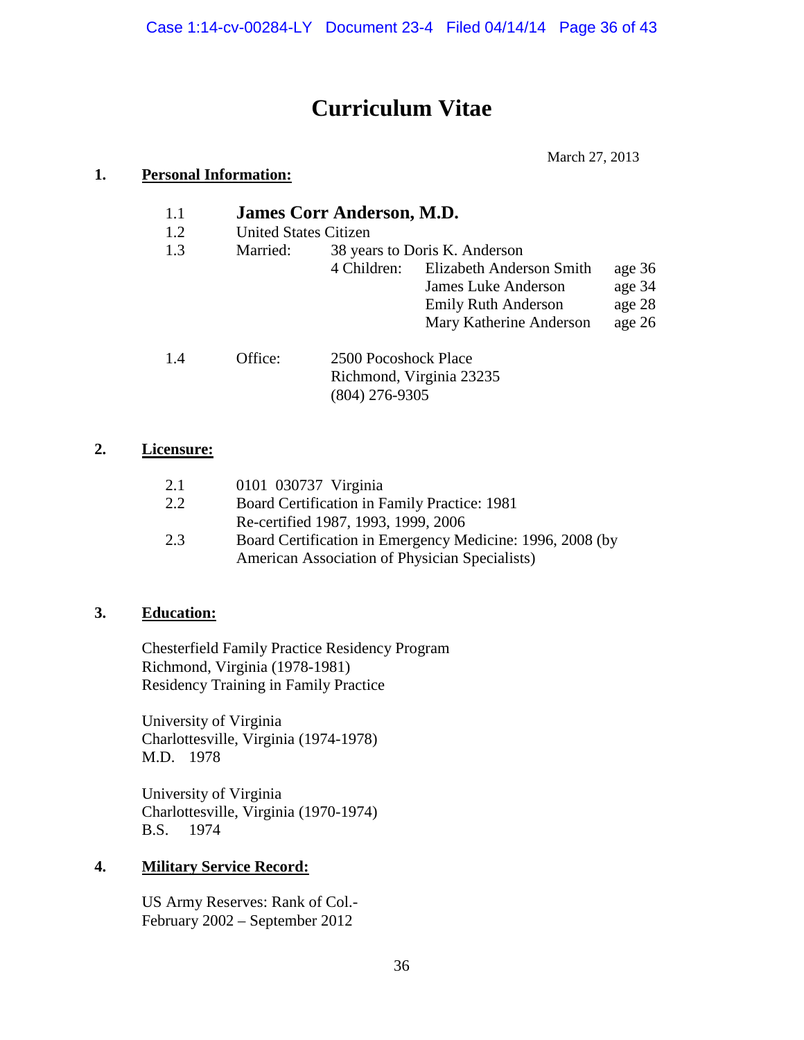# Curriculum Vitae

March 27, 2013

## 1. Personal Information:

1.1 **James Corr Anderson, M.D.**

1.2 United States Citizen

1.3 Married: 38 years to Doris K. Anderson

4 Children:

| Name | Age |
|---|---|
| Elizabeth Anderson Smith | age 36 |
| James Luke Anderson | age 34 |
| Emily Ruth Anderson | age 28 |
| Mary Katherine Anderson | age 26 |

1.4 Office: 2500 Pocoshock Place
Richmond, Virginia 23235
(804) 276-9305

## 2. Licensure:

2.1 0101 030737 Virginia

2.2 Board Certification in Family Practice: 1981
Re-certified 1987, 1993, 1999, 2006

2.3 Board Certification in Emergency Medicine: 1996, 2008 (by American Association of Physician Specialists)

## 3. Education:

Chesterfield Family Practice Residency Program
Richmond, Virginia (1978-1981)
Residency Training in Family Practice

University of Virginia
Charlottesville, Virginia (1974-1978)
M.D. 1978

University of Virginia
Charlottesville, Virginia (1970-1974)
B.S. 1974

## 4. Military Service Record:

US Army Reserves: Rank of Col.-
February 2002 – September 2012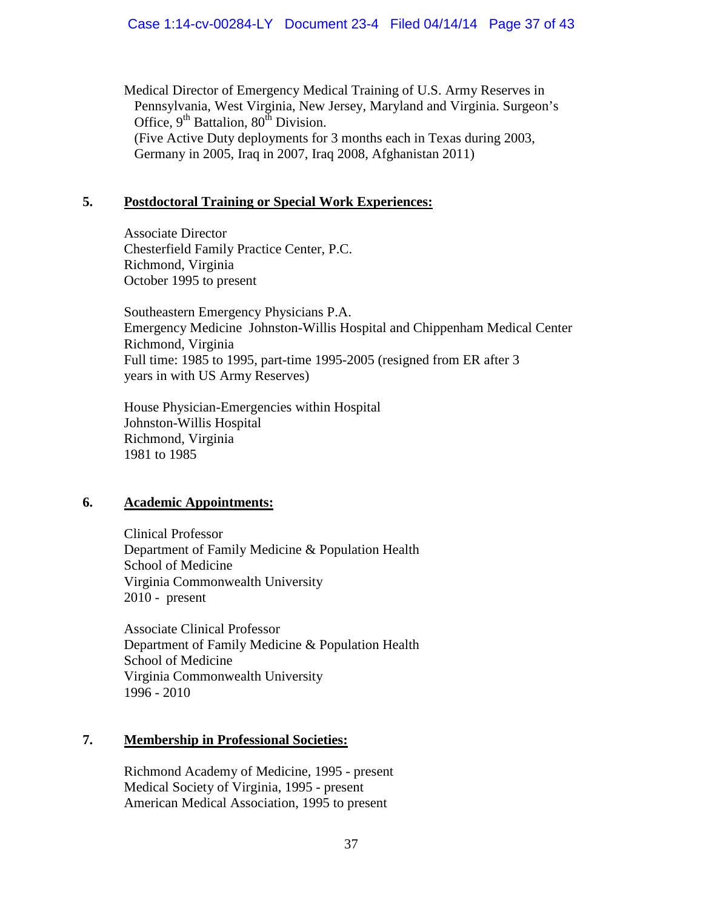Medical Director of Emergency Medical Training of U.S. Army Reserves in Pennsylvania, West Virginia, New Jersey, Maryland and Virginia. Surgeon's Office, 9th Battalion, 80th Division.
(Five Active Duty deployments for 3 months each in Texas during 2003, Germany in 2005, Iraq in 2007, Iraq 2008, Afghanistan 2011)

## 5. Postdoctoral Training or Special Work Experiences:

Associate Director
Chesterfield Family Practice Center, P.C.
Richmond, Virginia
October 1995 to present

Southeastern Emergency Physicians P.A.
Emergency Medicine Johnston-Willis Hospital and Chippenham Medical Center
Richmond, Virginia
Full time: 1985 to 1995, part-time 1995-2005 (resigned from ER after 3 years in with US Army Reserves)

House Physician-Emergencies within Hospital
Johnston-Willis Hospital
Richmond, Virginia
1981 to 1985

## 6. Academic Appointments:

Clinical Professor
Department of Family Medicine & Population Health
School of Medicine
Virginia Commonwealth University
2010 - present

Associate Clinical Professor
Department of Family Medicine & Population Health
School of Medicine
Virginia Commonwealth University
1996 - 2010

## 7. Membership in Professional Societies:

Richmond Academy of Medicine, 1995 - present
Medical Society of Virginia, 1995 - present
American Medical Association, 1995 to present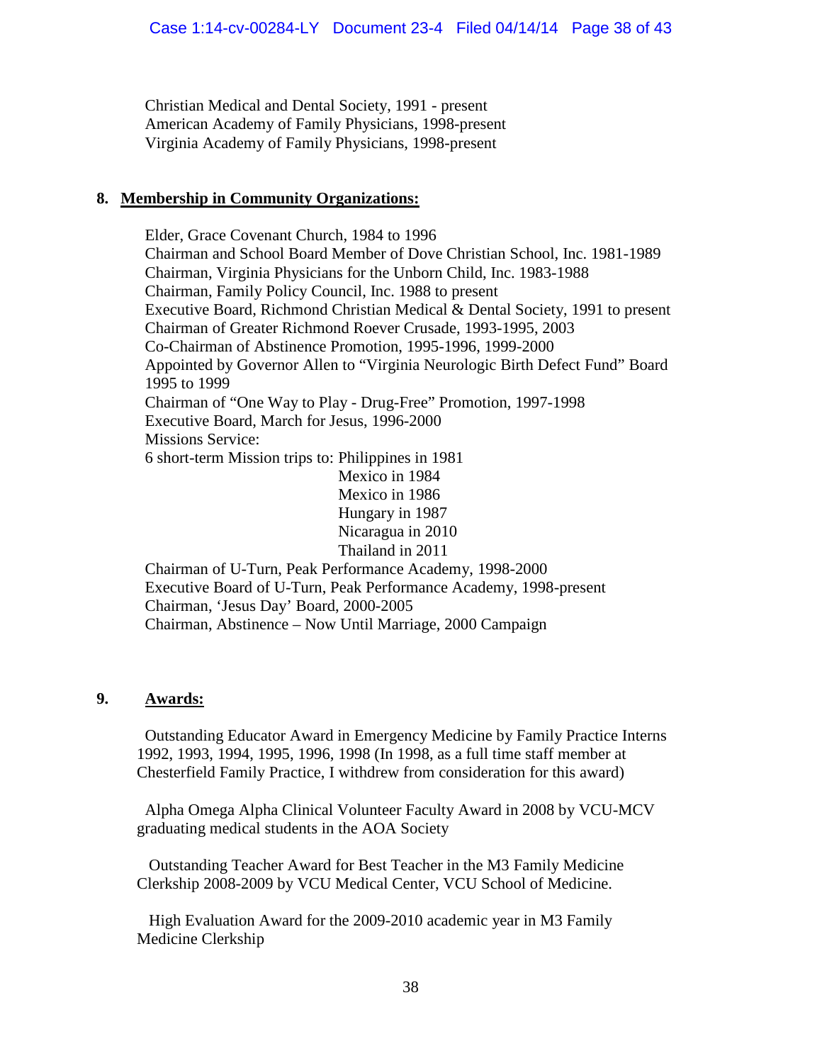Christian Medical and Dental Society, 1991 - present
American Academy of Family Physicians, 1998-present
Virginia Academy of Family Physicians, 1998-present

**8. <u>Membership in Community Organizations:</u>**

Elder, Grace Covenant Church, 1984 to 1996
Chairman and School Board Member of Dove Christian School, Inc. 1981-1989
Chairman, Virginia Physicians for the Unborn Child, Inc. 1983-1988
Chairman, Family Policy Council, Inc. 1988 to present
Executive Board, Richmond Christian Medical & Dental Society, 1991 to present
Chairman of Greater Richmond Roever Crusade, 1993-1995, 2003
Co-Chairman of Abstinence Promotion, 1995-1996, 1999-2000
Appointed by Governor Allen to "Virginia Neurologic Birth Defect Fund" Board 1995 to 1999
Chairman of "One Way to Play - Drug-Free" Promotion, 1997-1998
Executive Board, March for Jesus, 1996-2000
Missions Service:
6 short-term Mission trips to: Philippines in 1981
Mexico in 1984
Mexico in 1986
Hungary in 1987
Nicaragua in 2010
Thailand in 2011
Chairman of U-Turn, Peak Performance Academy, 1998-2000
Executive Board of U-Turn, Peak Performance Academy, 1998-present
Chairman, 'Jesus Day' Board, 2000-2005
Chairman, Abstinence – Now Until Marriage, 2000 Campaign

**9. <u>Awards:</u>**

Outstanding Educator Award in Emergency Medicine by Family Practice Interns 1992, 1993, 1994, 1995, 1996, 1998 (In 1998, as a full time staff member at Chesterfield Family Practice, I withdrew from consideration for this award)

Alpha Omega Alpha Clinical Volunteer Faculty Award in 2008 by VCU-MCV graduating medical students in the AOA Society

Outstanding Teacher Award for Best Teacher in the M3 Family Medicine Clerkship 2008-2009 by VCU Medical Center, VCU School of Medicine.

High Evaluation Award for the 2009-2010 academic year in M3 Family Medicine Clerkship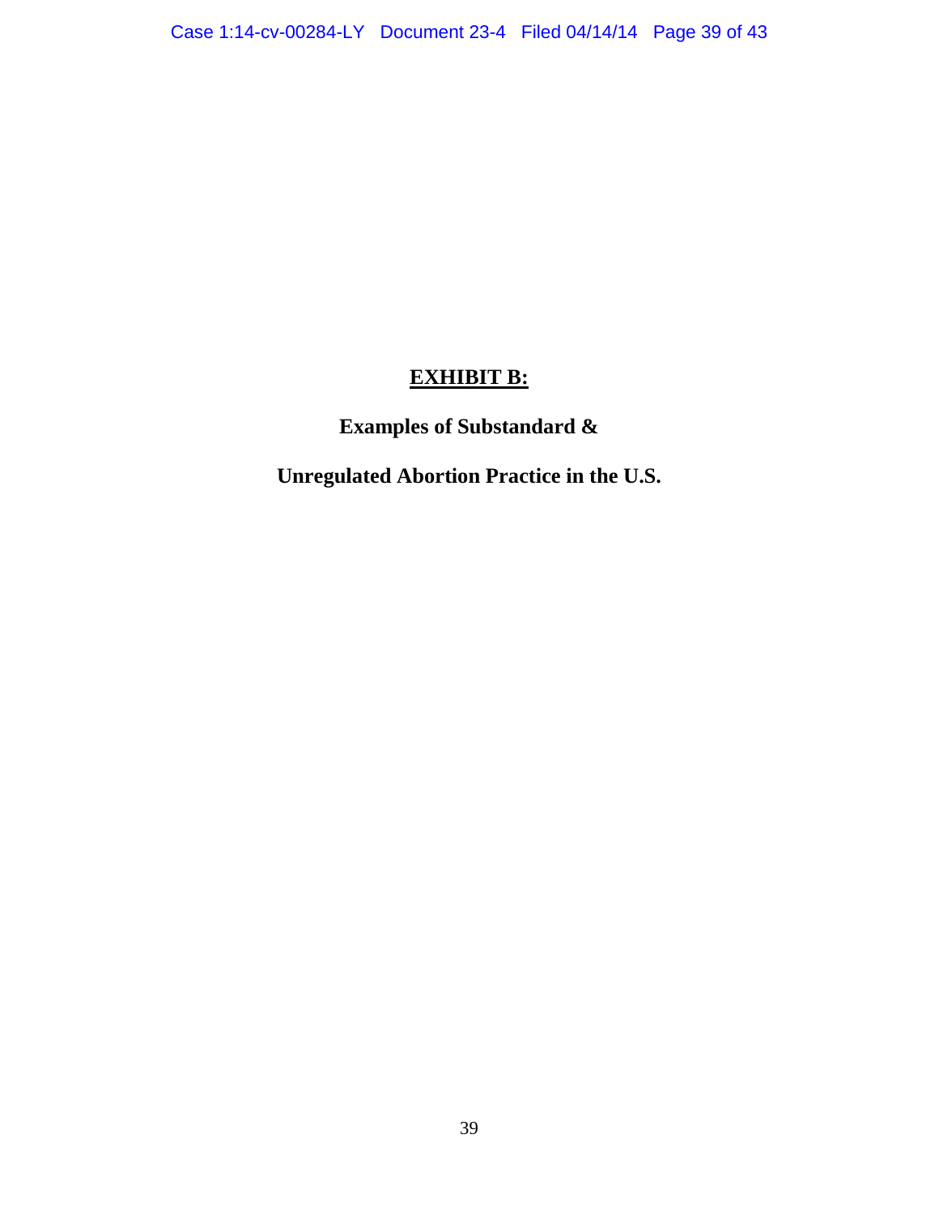# <u>EXHIBIT B:</u>

## Examples of Substandard &

## Unregulated Abortion Practice in the U.S.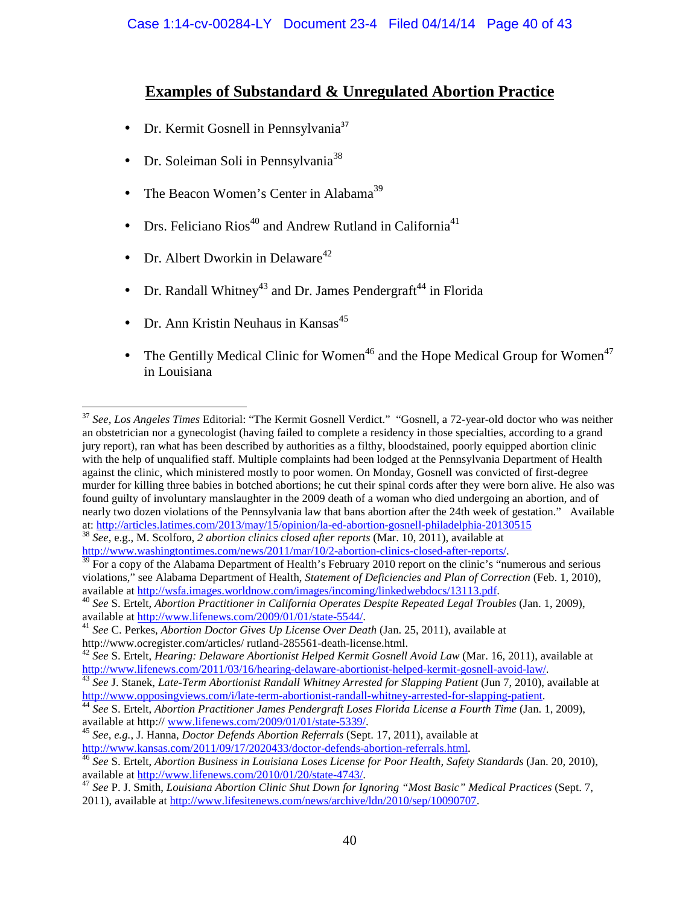## **Examples of Substandard & Unregulated Abortion Practice**

- Dr. Kermit Gosnell in Pennsylvania[37]
- Dr. Soleiman Soli in Pennsylvania[38]
- The Beacon Women's Center in Alabama[39]
- Drs. Feliciano Rios[40] and Andrew Rutland in California[41]
- Dr. Albert Dworkin in Delaware[42]
- Dr. Randall Whitney[43] and Dr. James Pendergraft[44] in Florida
- Dr. Ann Kristin Neuhaus in Kansas[45]
- The Gentilly Medical Clinic for Women[46] and the Hope Medical Group for Women[47] in Louisiana

---

[37] *See*, *Los Angeles Times* Editorial: "The Kermit Gosnell Verdict." "Gosnell, a 72-year-old doctor who was neither an obstetrician nor a gynecologist (having failed to complete a residency in those specialties, according to a grand jury report), ran what has been described by authorities as a filthy, bloodstained, poorly equipped abortion clinic with the help of unqualified staff. Multiple complaints had been lodged at the Pennsylvania Department of Health against the clinic, which ministered mostly to poor women. On Monday, Gosnell was convicted of first-degree murder for killing three babies in botched abortions; he cut their spinal cords after they were born alive. He also was found guilty of involuntary manslaughter in the 2009 death of a woman who died undergoing an abortion, and of nearly two dozen violations of the Pennsylvania law that bans abortion after the 24th week of gestation." Available at: http://articles.latimes.com/2013/may/15/opinion/la-ed-abortion-gosnell-philadelphia-20130515

[38] *See*, e.g., M. Scolforo, *2 abortion clinics closed after reports* (Mar. 10, 2011), available at http://www.washingtontimes.com/news/2011/mar/10/2-abortion-clinics-closed-after-reports/.

[39] For a copy of the Alabama Department of Health's February 2010 report on the clinic's "numerous and serious violations," see Alabama Department of Health, *Statement of Deficiencies and Plan of Correction* (Feb. 1, 2010), available at http://wsfa.images.worldnow.com/images/incoming/linkedwebdocs/13113.pdf.

[40] *See* S. Ertelt, *Abortion Practitioner in California Operates Despite Repeated Legal Troubles* (Jan. 1, 2009), available at http://www.lifenews.com/2009/01/01/state-5544/.

[41] *See* C. Perkes, *Abortion Doctor Gives Up License Over Death* (Jan. 25, 2011), available at http://www.ocregister.com/articles/ rutland-285561-death-license.html.

[42] *See* S. Ertelt, *Hearing: Delaware Abortionist Helped Kermit Gosnell Avoid Law* (Mar. 16, 2011), available at http://www.lifenews.com/2011/03/16/hearing-delaware-abortionist-helped-kermit-gosnell-avoid-law/.

[43] *See* J. Stanek, *Late-Term Abortionist Randall Whitney Arrested for Slapping Patient* (Jun 7, 2010), available at http://www.opposingviews.com/i/late-term-abortionist-randall-whitney-arrested-for-slapping-patient.

[44] *See* S. Ertelt, *Abortion Practitioner James Pendergraft Loses Florida License a Fourth Time* (Jan. 1, 2009), available at http:// www.lifenews.com/2009/01/01/state-5339/.

[45] *See, e.g.*, J. Hanna, *Doctor Defends Abortion Referrals* (Sept. 17, 2011), available at http://www.kansas.com/2011/09/17/2020433/doctor-defends-abortion-referrals.html.

[46] *See* S. Ertelt, *Abortion Business in Louisiana Loses License for Poor Health, Safety Standards* (Jan. 20, 2010), available at http://www.lifenews.com/2010/01/20/state-4743/.

[47] *See* P. J. Smith, *Louisiana Abortion Clinic Shut Down for Ignoring "Most Basic" Medical Practices* (Sept. 7, 2011), available at http://www.lifesitenews.com/news/archive/ldn/2010/sep/10090707.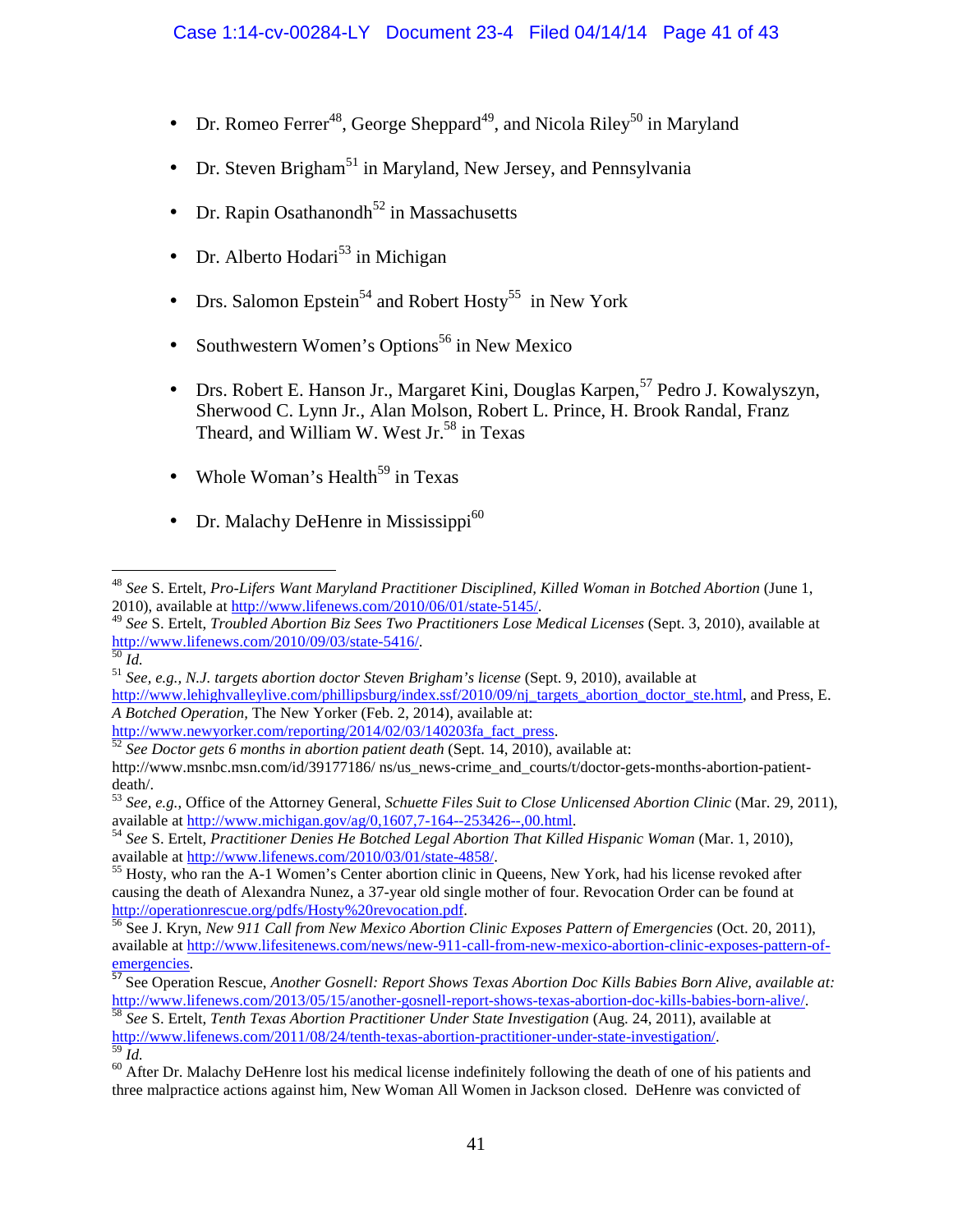- Dr. Romeo Ferrer[48], George Sheppard[49], and Nicola Riley[50] in Maryland
- Dr. Steven Brigham[51] in Maryland, New Jersey, and Pennsylvania
- Dr. Rapin Osathanondh[52] in Massachusetts
- Dr. Alberto Hodari[53] in Michigan
- Drs. Salomon Epstein[54] and Robert Hosty[55] in New York
- Southwestern Women's Options[56] in New Mexico
- Drs. Robert E. Hanson Jr., Margaret Kini, Douglas Karpen,[57] Pedro J. Kowalyszyn, Sherwood C. Lynn Jr., Alan Molson, Robert L. Prince, H. Brook Randal, Franz Theard, and William W. West Jr.[58] in Texas
- Whole Woman's Health[59] in Texas
- Dr. Malachy DeHenre in Mississippi[60]

---

[48] *See* S. Ertelt, *Pro-Lifers Want Maryland Practitioner Disciplined, Killed Woman in Botched Abortion* (June 1, 2010), available at http://www.lifenews.com/2010/06/01/state-5145/.

[49] *See* S. Ertelt, *Troubled Abortion Biz Sees Two Practitioners Lose Medical Licenses* (Sept. 3, 2010), available at http://www.lifenews.com/2010/09/03/state-5416/.

[50] *Id.*

[51] *See, e.g., N.J. targets abortion doctor Steven Brigham's license* (Sept. 9, 2010), available at http://www.lehighvalleylive.com/phillipsburg/index.ssf/2010/09/nj_targets_abortion_doctor_ste.html, and Press, E. *A Botched Operation,* The New Yorker (Feb. 2, 2014), available at: http://www.newyorker.com/reporting/2014/02/03/140203fa_fact_press.

[52] *See Doctor gets 6 months in abortion patient death* (Sept. 14, 2010), available at: http://www.msnbc.msn.com/id/39177186/ ns/us_news-crime_and_courts/t/doctor-gets-months-abortion-patient-death/.

[53] *See, e.g.,* Office of the Attorney General, *Schuette Files Suit to Close Unlicensed Abortion Clinic* (Mar. 29, 2011), available at http://www.michigan.gov/ag/0,1607,7-164--253426--,00.html.

[54] *See* S. Ertelt, *Practitioner Denies He Botched Legal Abortion That Killed Hispanic Woman* (Mar. 1, 2010), available at http://www.lifenews.com/2010/03/01/state-4858/.

[55] Hosty, who ran the A-1 Women's Center abortion clinic in Queens, New York, had his license revoked after causing the death of Alexandra Nunez, a 37-year old single mother of four. Revocation Order can be found at http://operationrescue.org/pdfs/Hosty%20revocation.pdf.

[56] See J. Kryn, *New 911 Call from New Mexico Abortion Clinic Exposes Pattern of Emergencies* (Oct. 20, 2011), available at http://www.lifesitenews.com/news/new-911-call-from-new-mexico-abortion-clinic-exposes-pattern-of-emergencies.

[57] See Operation Rescue, *Another Gosnell: Report Shows Texas Abortion Doc Kills Babies Born Alive, available at:* http://www.lifenews.com/2013/05/15/another-gosnell-report-shows-texas-abortion-doc-kills-babies-born-alive/.

[58] *See* S. Ertelt, *Tenth Texas Abortion Practitioner Under State Investigation* (Aug. 24, 2011), available at http://www.lifenews.com/2011/08/24/tenth-texas-abortion-practitioner-under-state-investigation/.

[59] *Id.*

[60] After Dr. Malachy DeHenre lost his medical license indefinitely following the death of one of his patients and three malpractice actions against him, New Woman All Women in Jackson closed. DeHenre was convicted of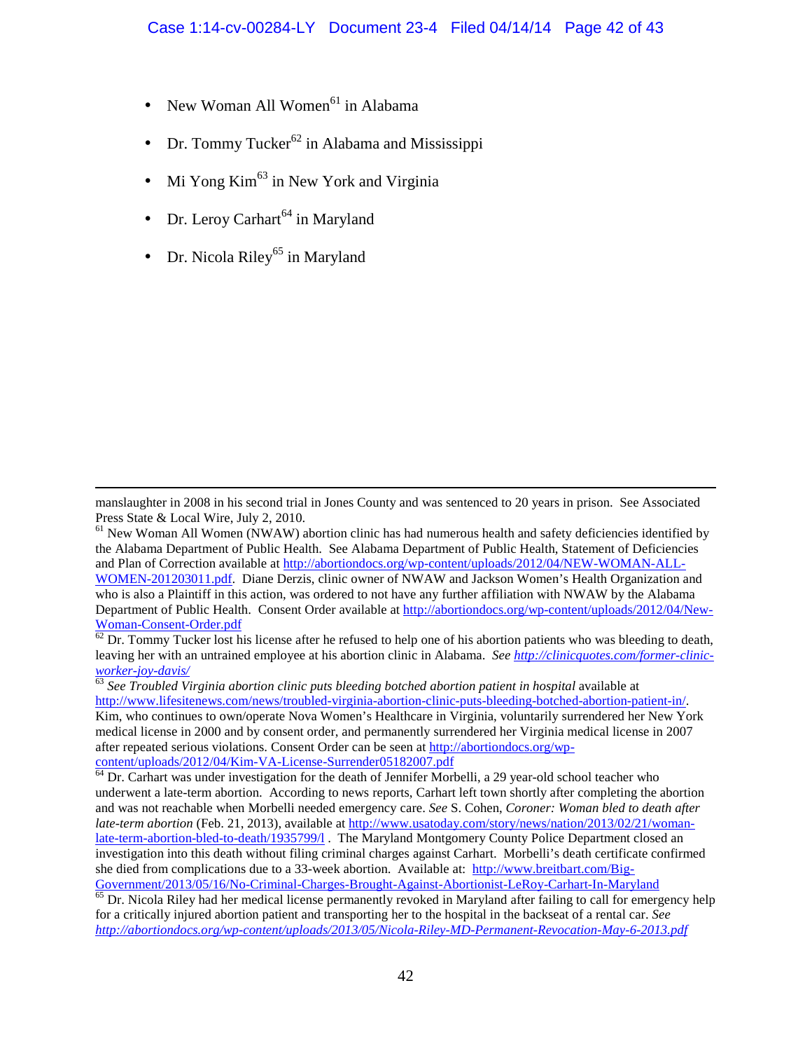- New Woman All Women[61] in Alabama
- Dr. Tommy Tucker[62] in Alabama and Mississippi
- Mi Yong Kim[63] in New York and Virginia
- Dr. Leroy Carhart[64] in Maryland
- Dr. Nicola Riley[65] in Maryland

---

manslaughter in 2008 in his second trial in Jones County and was sentenced to 20 years in prison. See Associated Press State & Local Wire, July 2, 2010.

[61] New Woman All Women (NWAW) abortion clinic has had numerous health and safety deficiencies identified by the Alabama Department of Public Health. See Alabama Department of Public Health, Statement of Deficiencies and Plan of Correction available at http://abortiondocs.org/wp-content/uploads/2012/04/NEW-WOMAN-ALL-WOMEN-201203011.pdf. Diane Derzis, clinic owner of NWAW and Jackson Women's Health Organization and who is also a Plaintiff in this action, was ordered to not have any further affiliation with NWAW by the Alabama Department of Public Health. Consent Order available at http://abortiondocs.org/wp-content/uploads/2012/04/New-Woman-Consent-Order.pdf

[62] Dr. Tommy Tucker lost his license after he refused to help one of his abortion patients who was bleeding to death, leaving her with an untrained employee at his abortion clinic in Alabama. *See http://clinicquotes.com/former-clinic-worker-joy-davis/*

[63] *See Troubled Virginia abortion clinic puts bleeding botched abortion patient in hospital* available at http://www.lifesitenews.com/news/troubled-virginia-abortion-clinic-puts-bleeding-botched-abortion-patient-in/. Kim, who continues to own/operate Nova Women's Healthcare in Virginia, voluntarily surrendered her New York medical license in 2000 and by consent order, and permanently surrendered her Virginia medical license in 2007 after repeated serious violations. Consent Order can be seen at http://abortiondocs.org/wp-content/uploads/2012/04/Kim-VA-License-Surrender05182007.pdf

[64] Dr. Carhart was under investigation for the death of Jennifer Morbelli, a 29 year-old school teacher who underwent a late-term abortion. According to news reports, Carhart left town shortly after completing the abortion and was not reachable when Morbelli needed emergency care. *See* S. Cohen, *Coroner: Woman bled to death after late-term abortion* (Feb. 21, 2013), available at http://www.usatoday.com/story/news/nation/2013/02/21/woman-late-term-abortion-bled-to-death/1935799/l . The Maryland Montgomery County Police Department closed an investigation into this death without filing criminal charges against Carhart. Morbelli's death certificate confirmed she died from complications due to a 33-week abortion. Available at: http://www.breitbart.com/Big-Government/2013/05/16/No-Criminal-Charges-Brought-Against-Abortionist-LeRoy-Carhart-In-Maryland

[65] Dr. Nicola Riley had her medical license permanently revoked in Maryland after failing to call for emergency help for a critically injured abortion patient and transporting her to the hospital in the backseat of a rental car. *See http://abortiondocs.org/wp-content/uploads/2013/05/Nicola-Riley-MD-Permanent-Revocation-May-6-2013.pdf*